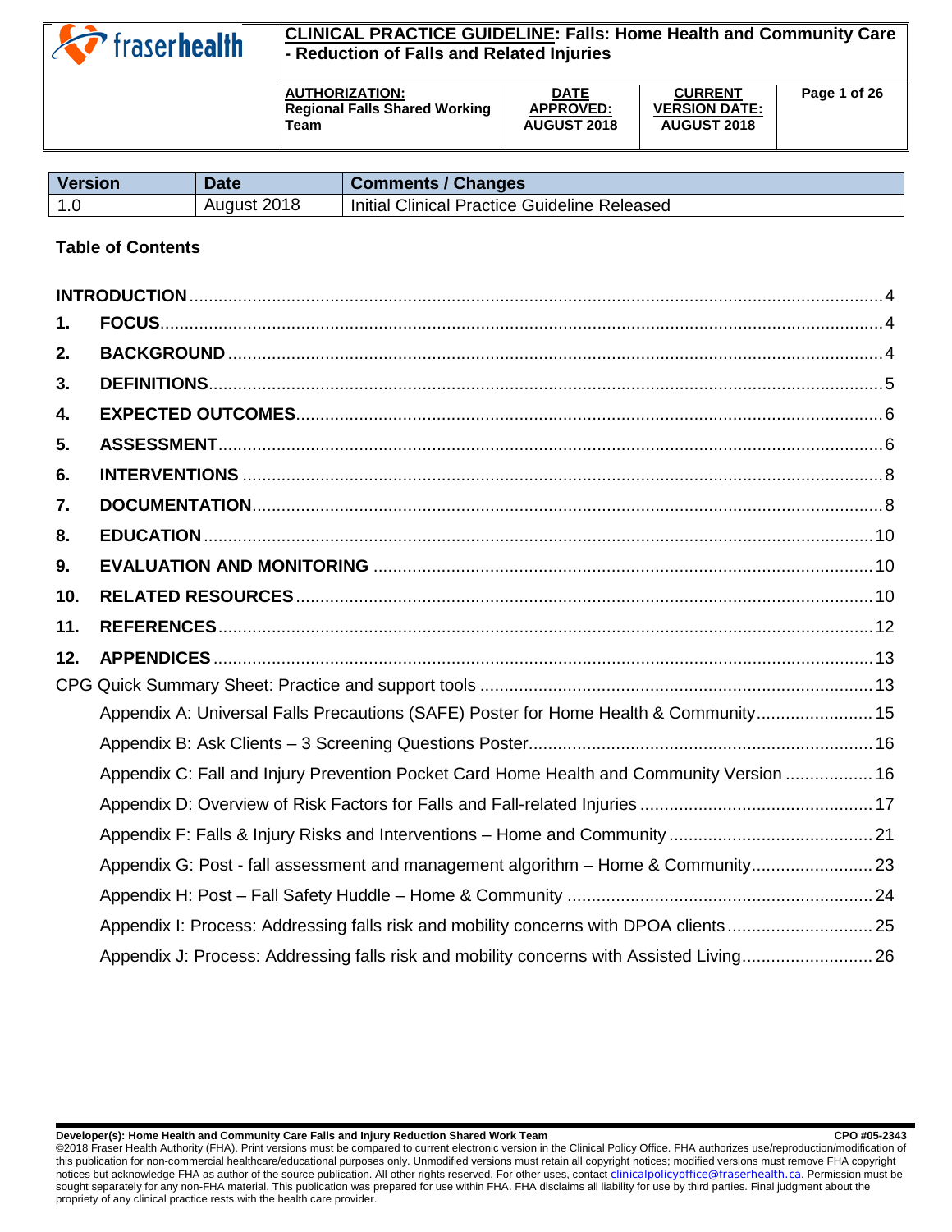# CLINICAL PRACTICE GUIDELINE: Falls: Home Health and Community Care - Reduction of Falls and Related Injuries

| AUTHORIZATION: | DATE APPROVED: | CURRENT VERSION DATE: |
|---|---|---|
| Regional Falls Shared Working Team | AUGUST 2018 | AUGUST 2018 |

| Version | Date | Comments / Changes |
|---|---|---|
| 1.0 | August 2018 | Initial Clinical Practice Guideline Released |

**Table of Contents**

- **INTRODUCTION** .......... 4
- **1. FOCUS** .......... 4
- **2. BACKGROUND** .......... 4
- **3. DEFINITIONS** .......... 5
- **4. EXPECTED OUTCOMES** .......... 6
- **5. ASSESSMENT** .......... 6
- **6. INTERVENTIONS** .......... 8
- **7. DOCUMENTATION** .......... 8
- **8. EDUCATION** .......... 10
- **9. EVALUATION AND MONITORING** .......... 10
- **10. RELATED RESOURCES** .......... 10
- **11. REFERENCES** .......... 12
- **12. APPENDICES** .......... 13
- CPG Quick Summary Sheet: Practice and support tools .......... 13
  - Appendix A: Universal Falls Precautions (SAFE) Poster for Home Health & Community .......... 15
  - Appendix B: Ask Clients – 3 Screening Questions Poster .......... 16
  - Appendix C: Fall and Injury Prevention Pocket Card Home Health and Community Version .......... 16
  - Appendix D: Overview of Risk Factors for Falls and Fall-related Injuries .......... 17
  - Appendix F: Falls & Injury Risks and Interventions – Home and Community .......... 21
  - Appendix G: Post - fall assessment and management algorithm – Home & Community .......... 23
  - Appendix H: Post – Fall Safety Huddle – Home & Community .......... 24
  - Appendix I: Process: Addressing falls risk and mobility concerns with DPOA clients .......... 25
  - Appendix J: Process: Addressing falls risk and mobility concerns with Assisted Living .......... 26

**Developer(s): Home Health and Community Care Falls and Injury Reduction Shared Work Team** CPO #05-2343

©2018 Fraser Health Authority (FHA). Print versions must be compared to current electronic version in the Clinical Policy Office. FHA authorizes use/reproduction/modification of this publication for non-commercial healthcare/educational purposes only. Unmodified versions must retain all copyright notices; modified versions must remove FHA copyright notices but acknowledge FHA as author of the source publication. All other rights reserved. For other uses, contact clinicalpolicyoffice@fraserhealth.ca. Permission must be sought separately for any non-FHA material. This publication was prepared for use within FHA. FHA disclaims all liability for use by third parties. Final judgment about the propriety of any clinical practice rests with the health care provider.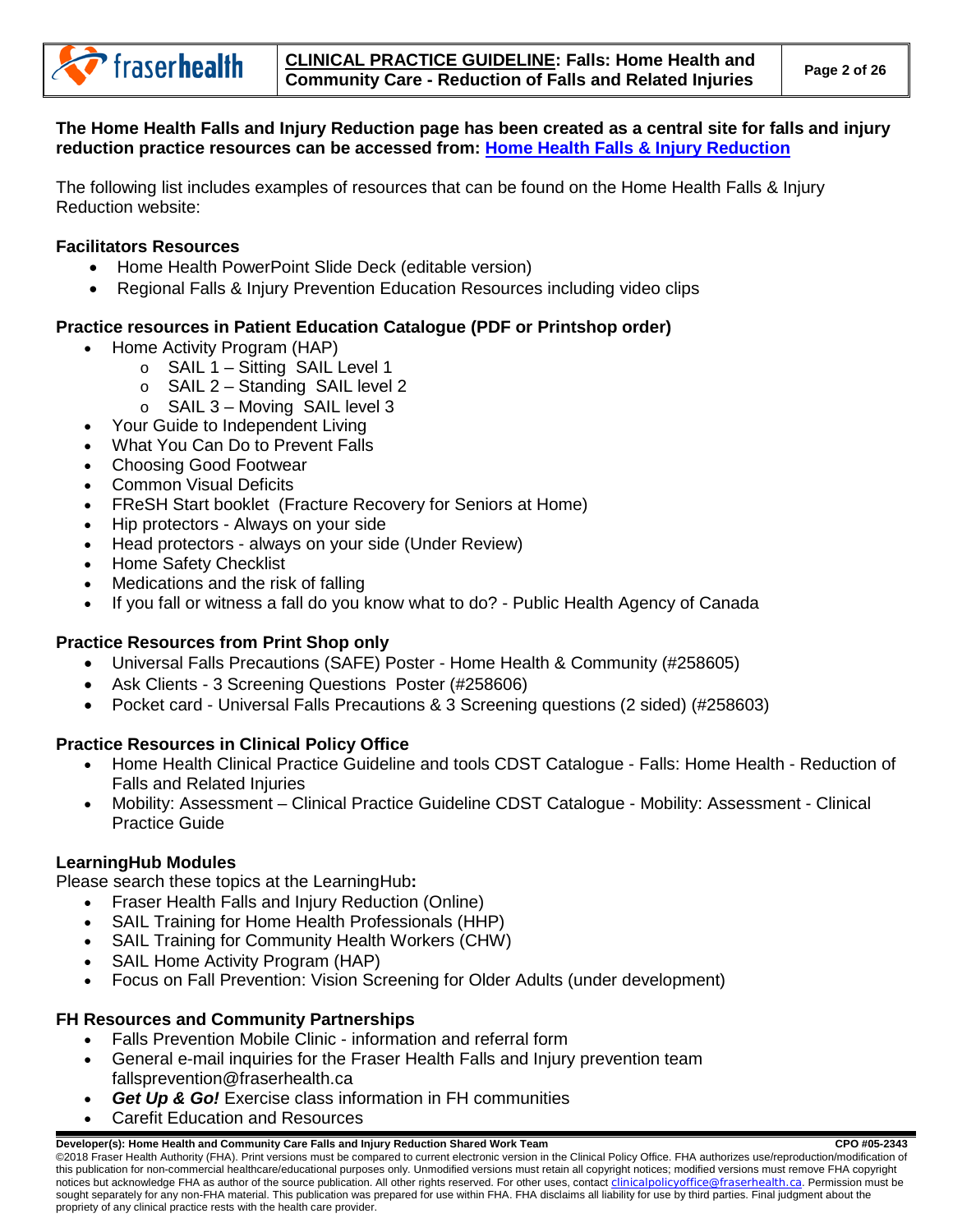**The Home Health Falls and Injury Reduction page has been created as a central site for falls and injury reduction practice resources can be accessed from: [Home Health Falls & Injury Reduction]()**

The following list includes examples of resources that can be found on the Home Health Falls & Injury Reduction website:

**Facilitators Resources**

- Home Health PowerPoint Slide Deck (editable version)
- Regional Falls & Injury Prevention Education Resources including video clips

**Practice resources in Patient Education Catalogue (PDF or Printshop order)**

- Home Activity Program (HAP)
  - SAIL 1 – Sitting SAIL Level 1
  - SAIL 2 – Standing SAIL level 2
  - SAIL 3 – Moving SAIL level 3
- Your Guide to Independent Living
- What You Can Do to Prevent Falls
- Choosing Good Footwear
- Common Visual Deficits
- FReSH Start booklet (Fracture Recovery for Seniors at Home)
- Hip protectors - Always on your side
- Head protectors - always on your side (Under Review)
- Home Safety Checklist
- Medications and the risk of falling
- If you fall or witness a fall do you know what to do? - Public Health Agency of Canada

**Practice Resources from Print Shop only**

- Universal Falls Precautions (SAFE) Poster - Home Health & Community (#258605)
- Ask Clients - 3 Screening Questions Poster (#258606)
- Pocket card - Universal Falls Precautions & 3 Screening questions (2 sided) (#258603)

**Practice Resources in Clinical Policy Office**

- Home Health Clinical Practice Guideline and tools CDST Catalogue - Falls: Home Health - Reduction of Falls and Related Injuries
- Mobility: Assessment – Clinical Practice Guideline CDST Catalogue - Mobility: Assessment - Clinical Practice Guide

**LearningHub Modules**

Please search these topics at the LearningHub**:**

- Fraser Health Falls and Injury Reduction (Online)
- SAIL Training for Home Health Professionals (HHP)
- SAIL Training for Community Health Workers (CHW)
- SAIL Home Activity Program (HAP)
- Focus on Fall Prevention: Vision Screening for Older Adults (under development)

**FH Resources and Community Partnerships**

- Falls Prevention Mobile Clinic - information and referral form
- General e-mail inquiries for the Fraser Health Falls and Injury prevention team fallsprevention@fraserhealth.ca
- ***Get Up & Go!*** Exercise class information in FH communities
- Carefit Education and Resources

**Developer(s): Home Health and Community Care Falls and Injury Reduction Shared Work Team** **CPO #05-2343**

©2018 Fraser Health Authority (FHA). Print versions must be compared to current electronic version in the Clinical Policy Office. FHA authorizes use/reproduction/modification of this publication for non-commercial healthcare/educational purposes only. Unmodified versions must retain all copyright notices; modified versions must remove FHA copyright notices but acknowledge FHA as author of the source publication. All other rights reserved. For other uses, contact clinicalpolicyoffice@fraserhealth.ca. Permission must be sought separately for any non-FHA material. This publication was prepared for use within FHA. FHA disclaims all liability for use by third parties. Final judgment about the propriety of any clinical practice rests with the health care provider.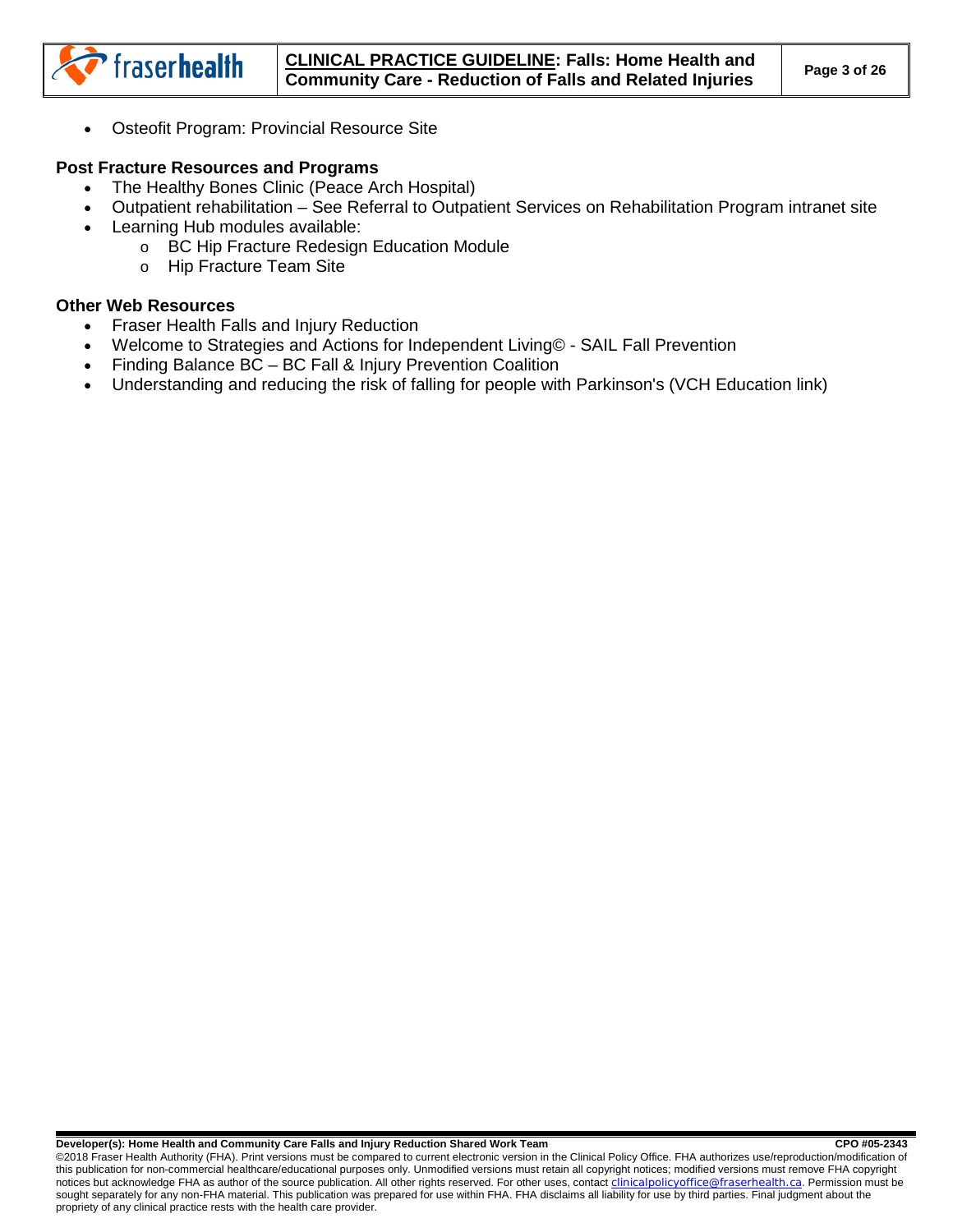- Osteofit Program: Provincial Resource Site

**Post Fracture Resources and Programs**

- The Healthy Bones Clinic (Peace Arch Hospital)
- Outpatient rehabilitation – See Referral to Outpatient Services on Rehabilitation Program intranet site
- Learning Hub modules available:
  - BC Hip Fracture Redesign Education Module
  - Hip Fracture Team Site

**Other Web Resources**

- Fraser Health Falls and Injury Reduction
- Welcome to Strategies and Actions for Independent Living© - SAIL Fall Prevention
- Finding Balance BC – BC Fall & Injury Prevention Coalition
- Understanding and reducing the risk of falling for people with Parkinson's (VCH Education link)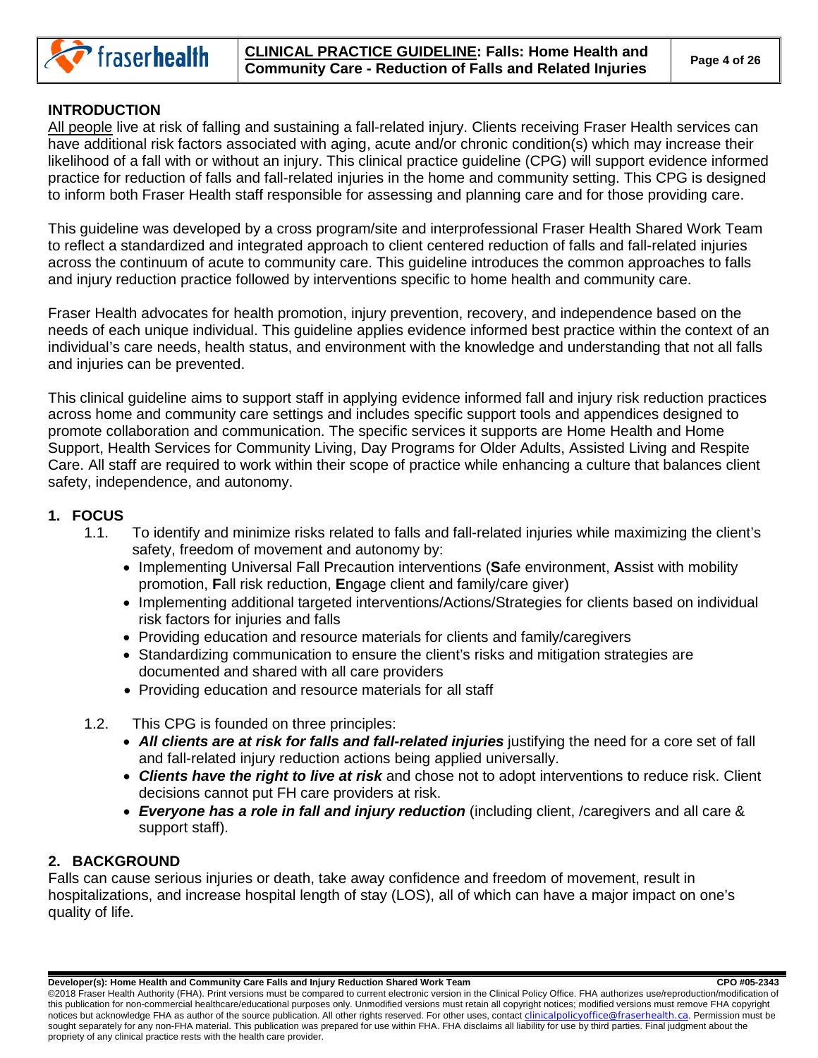## INTRODUCTION

All people live at risk of falling and sustaining a fall-related injury. Clients receiving Fraser Health services can have additional risk factors associated with aging, acute and/or chronic condition(s) which may increase their likelihood of a fall with or without an injury. This clinical practice guideline (CPG) will support evidence informed practice for reduction of falls and fall-related injuries in the home and community setting. This CPG is designed to inform both Fraser Health staff responsible for assessing and planning care and for those providing care.

This guideline was developed by a cross program/site and interprofessional Fraser Health Shared Work Team to reflect a standardized and integrated approach to client centered reduction of falls and fall-related injuries across the continuum of acute to community care. This guideline introduces the common approaches to falls and injury reduction practice followed by interventions specific to home health and community care.

Fraser Health advocates for health promotion, injury prevention, recovery, and independence based on the needs of each unique individual. This guideline applies evidence informed best practice within the context of an individual's care needs, health status, and environment with the knowledge and understanding that not all falls and injuries can be prevented.

This clinical guideline aims to support staff in applying evidence informed fall and injury risk reduction practices across home and community care settings and includes specific support tools and appendices designed to promote collaboration and communication. The specific services it supports are Home Health and Home Support, Health Services for Community Living, Day Programs for Older Adults, Assisted Living and Respite Care. All staff are required to work within their scope of practice while enhancing a culture that balances client safety, independence, and autonomy.

## 1. FOCUS

1.1. To identify and minimize risks related to falls and fall-related injuries while maximizing the client's safety, freedom of movement and autonomy by:

- Implementing Universal Fall Precaution interventions (**S**afe environment, **A**ssist with mobility promotion, **F**all risk reduction, **E**ngage client and family/care giver)
- Implementing additional targeted interventions/Actions/Strategies for clients based on individual risk factors for injuries and falls
- Providing education and resource materials for clients and family/caregivers
- Standardizing communication to ensure the client's risks and mitigation strategies are documented and shared with all care providers
- Providing education and resource materials for all staff

1.2. This CPG is founded on three principles:

- ***All clients are at risk for falls and fall-related injuries*** justifying the need for a core set of fall and fall-related injury reduction actions being applied universally.
- ***Clients have the right to live at risk*** and chose not to adopt interventions to reduce risk. Client decisions cannot put FH care providers at risk.
- ***Everyone has a role in fall and injury reduction*** (including client, /caregivers and all care & support staff).

## 2. BACKGROUND

Falls can cause serious injuries or death, take away confidence and freedom of movement, result in hospitalizations, and increase hospital length of stay (LOS), all of which can have a major impact on one's quality of life.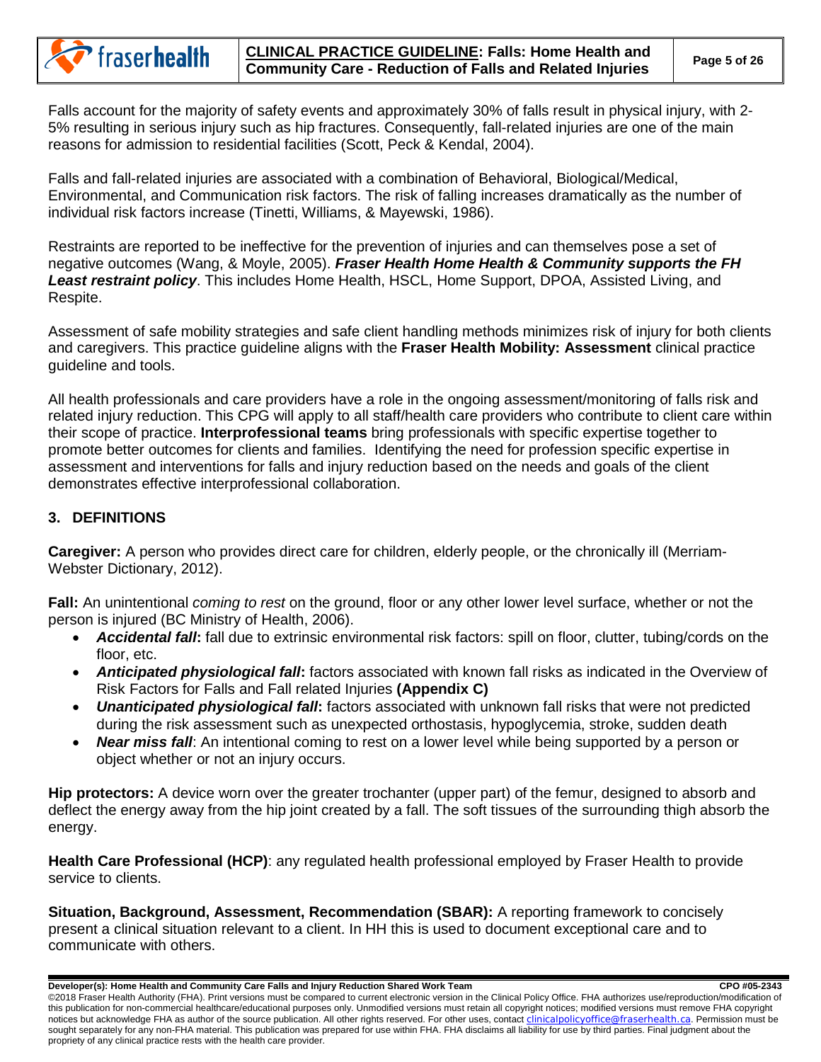Falls account for the majority of safety events and approximately 30% of falls result in physical injury, with 2-5% resulting in serious injury such as hip fractures. Consequently, fall-related injuries are one of the main reasons for admission to residential facilities (Scott, Peck & Kendal, 2004).

Falls and fall-related injuries are associated with a combination of Behavioral, Biological/Medical, Environmental, and Communication risk factors. The risk of falling increases dramatically as the number of individual risk factors increase (Tinetti, Williams, & Mayewski, 1986).

Restraints are reported to be ineffective for the prevention of injuries and can themselves pose a set of negative outcomes (Wang, & Moyle, 2005). ***Fraser Health Home Health & Community supports the FH Least restraint policy***. This includes Home Health, HSCL, Home Support, DPOA, Assisted Living, and Respite.

Assessment of safe mobility strategies and safe client handling methods minimizes risk of injury for both clients and caregivers. This practice guideline aligns with the **Fraser Health Mobility: Assessment** clinical practice guideline and tools.

All health professionals and care providers have a role in the ongoing assessment/monitoring of falls risk and related injury reduction. This CPG will apply to all staff/health care providers who contribute to client care within their scope of practice. **Interprofessional teams** bring professionals with specific expertise together to promote better outcomes for clients and families. Identifying the need for profession specific expertise in assessment and interventions for falls and injury reduction based on the needs and goals of the client demonstrates effective interprofessional collaboration.

## 3. DEFINITIONS

**Caregiver:** A person who provides direct care for children, elderly people, or the chronically ill (Merriam-Webster Dictionary, 2012).

**Fall:** An unintentional *coming to rest* on the ground, floor or any other lower level surface, whether or not the person is injured (BC Ministry of Health, 2006).

- ***Accidental fall*:** fall due to extrinsic environmental risk factors: spill on floor, clutter, tubing/cords on the floor, etc.
- ***Anticipated physiological fall*:** factors associated with known fall risks as indicated in the Overview of Risk Factors for Falls and Fall related Injuries **(Appendix C)**
- ***Unanticipated physiological fall*:** factors associated with unknown fall risks that were not predicted during the risk assessment such as unexpected orthostasis, hypoglycemia, stroke, sudden death
- ***Near miss fall***: An intentional coming to rest on a lower level while being supported by a person or object whether or not an injury occurs.

**Hip protectors:** A device worn over the greater trochanter (upper part) of the femur, designed to absorb and deflect the energy away from the hip joint created by a fall. The soft tissues of the surrounding thigh absorb the energy.

**Health Care Professional (HCP)**: any regulated health professional employed by Fraser Health to provide service to clients.

**Situation, Background, Assessment, Recommendation (SBAR):** A reporting framework to concisely present a clinical situation relevant to a client. In HH this is used to document exceptional care and to communicate with others.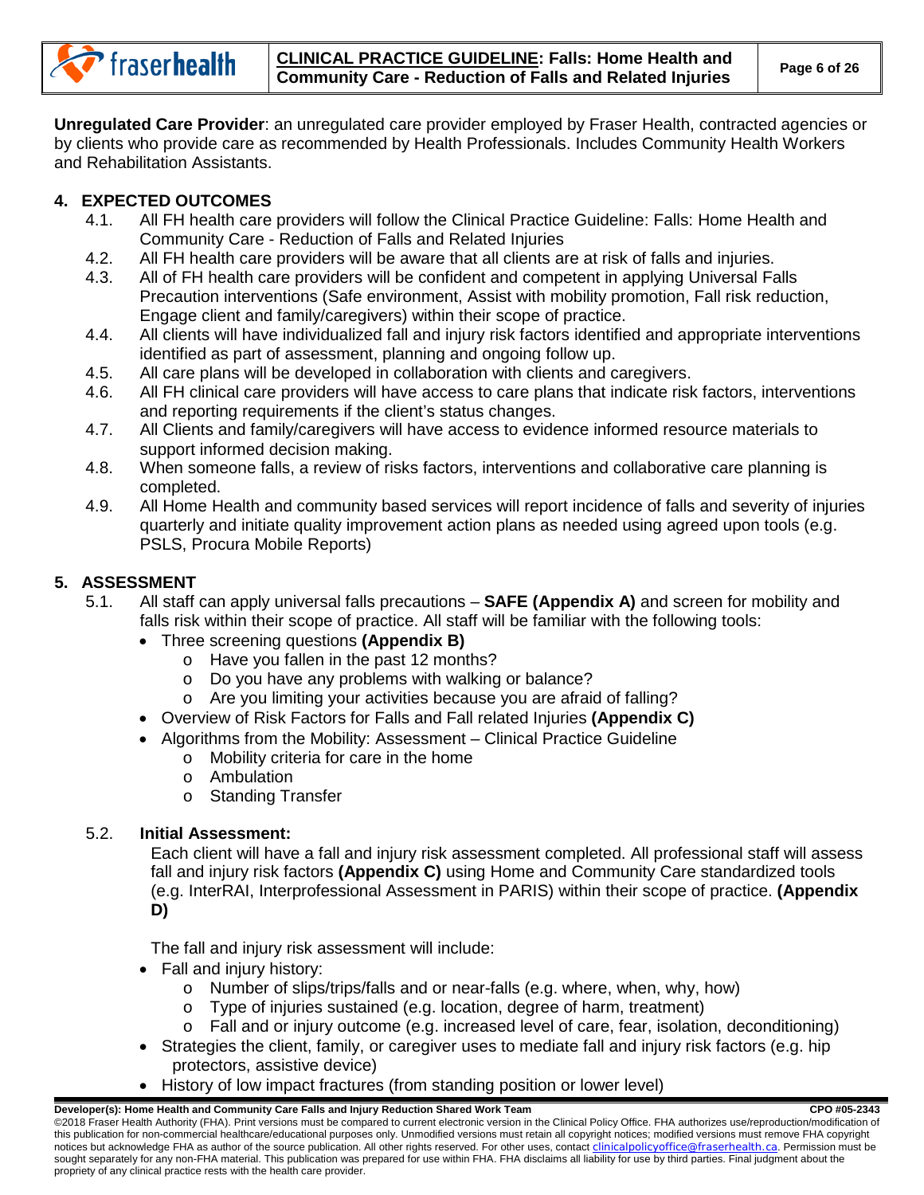**Unregulated Care Provider**: an unregulated care provider employed by Fraser Health, contracted agencies or by clients who provide care as recommended by Health Professionals. Includes Community Health Workers and Rehabilitation Assistants.

## 4. EXPECTED OUTCOMES

4.1. All FH health care providers will follow the Clinical Practice Guideline: Falls: Home Health and Community Care - Reduction of Falls and Related Injuries

4.2. All FH health care providers will be aware that all clients are at risk of falls and injuries.

4.3. All of FH health care providers will be confident and competent in applying Universal Falls Precaution interventions (Safe environment, Assist with mobility promotion, Fall risk reduction, Engage client and family/caregivers) within their scope of practice.

4.4. All clients will have individualized fall and injury risk factors identified and appropriate interventions identified as part of assessment, planning and ongoing follow up.

4.5. All care plans will be developed in collaboration with clients and caregivers.

4.6. All FH clinical care providers will have access to care plans that indicate risk factors, interventions and reporting requirements if the client's status changes.

4.7. All Clients and family/caregivers will have access to evidence informed resource materials to support informed decision making.

4.8. When someone falls, a review of risks factors, interventions and collaborative care planning is completed.

4.9. All Home Health and community based services will report incidence of falls and severity of injuries quarterly and initiate quality improvement action plans as needed using agreed upon tools (e.g. PSLS, Procura Mobile Reports)

## 5. ASSESSMENT

5.1. All staff can apply universal falls precautions – **SAFE (Appendix A)** and screen for mobility and falls risk within their scope of practice. All staff will be familiar with the following tools:

- Three screening questions **(Appendix B)**
  - Have you fallen in the past 12 months?
  - Do you have any problems with walking or balance?
  - Are you limiting your activities because you are afraid of falling?
- Overview of Risk Factors for Falls and Fall related Injuries **(Appendix C)**
- Algorithms from the Mobility: Assessment – Clinical Practice Guideline
  - Mobility criteria for care in the home
  - Ambulation
  - Standing Transfer

5.2. **Initial Assessment:**

Each client will have a fall and injury risk assessment completed. All professional staff will assess fall and injury risk factors **(Appendix C)** using Home and Community Care standardized tools (e.g. InterRAI, Interprofessional Assessment in PARIS) within their scope of practice. **(Appendix D)**

The fall and injury risk assessment will include:

- Fall and injury history:
  - Number of slips/trips/falls and or near-falls (e.g. where, when, why, how)
  - Type of injuries sustained (e.g. location, degree of harm, treatment)
  - Fall and or injury outcome (e.g. increased level of care, fear, isolation, deconditioning)
- Strategies the client, family, or caregiver uses to mediate fall and injury risk factors (e.g. hip protectors, assistive device)
- History of low impact fractures (from standing position or lower level)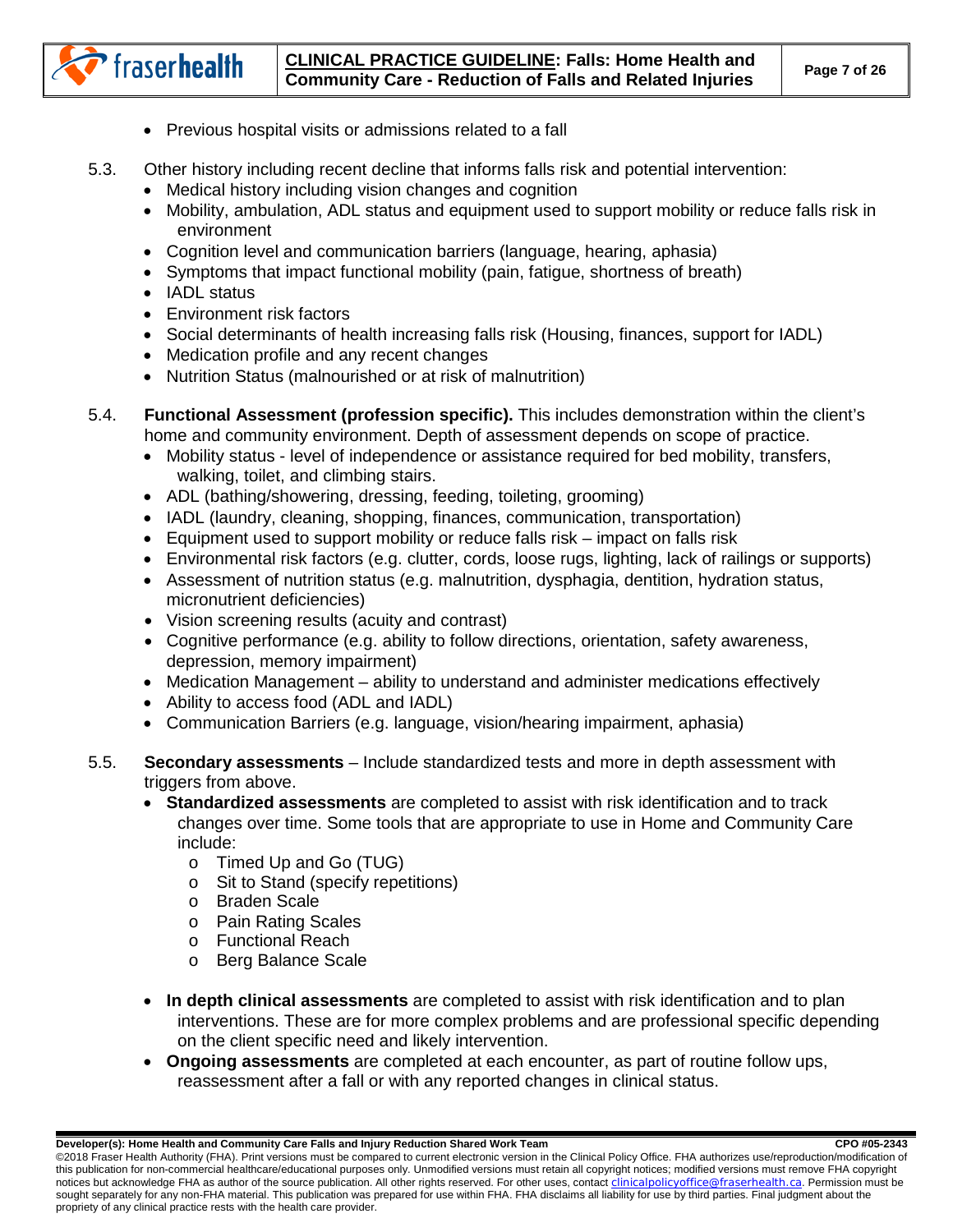- Previous hospital visits or admissions related to a fall

5.3. Other history including recent decline that informs falls risk and potential intervention:

- Medical history including vision changes and cognition
- Mobility, ambulation, ADL status and equipment used to support mobility or reduce falls risk in environment
- Cognition level and communication barriers (language, hearing, aphasia)
- Symptoms that impact functional mobility (pain, fatigue, shortness of breath)
- IADL status
- Environment risk factors
- Social determinants of health increasing falls risk (Housing, finances, support for IADL)
- Medication profile and any recent changes
- Nutrition Status (malnourished or at risk of malnutrition)

5.4. **Functional Assessment (profession specific).** This includes demonstration within the client's home and community environment. Depth of assessment depends on scope of practice.

- Mobility status - level of independence or assistance required for bed mobility, transfers, walking, toilet, and climbing stairs.
- ADL (bathing/showering, dressing, feeding, toileting, grooming)
- IADL (laundry, cleaning, shopping, finances, communication, transportation)
- Equipment used to support mobility or reduce falls risk – impact on falls risk
- Environmental risk factors (e.g. clutter, cords, loose rugs, lighting, lack of railings or supports)
- Assessment of nutrition status (e.g. malnutrition, dysphagia, dentition, hydration status, micronutrient deficiencies)
- Vision screening results (acuity and contrast)
- Cognitive performance (e.g. ability to follow directions, orientation, safety awareness, depression, memory impairment)
- Medication Management – ability to understand and administer medications effectively
- Ability to access food (ADL and IADL)
- Communication Barriers (e.g. language, vision/hearing impairment, aphasia)

5.5. **Secondary assessments** – Include standardized tests and more in depth assessment with triggers from above.

- **Standardized assessments** are completed to assist with risk identification and to track changes over time. Some tools that are appropriate to use in Home and Community Care include:
  - Timed Up and Go (TUG)
  - Sit to Stand (specify repetitions)
  - Braden Scale
  - Pain Rating Scales
  - Functional Reach
  - Berg Balance Scale

- **In depth clinical assessments** are completed to assist with risk identification and to plan interventions. These are for more complex problems and are professional specific depending on the client specific need and likely intervention.
- **Ongoing assessments** are completed at each encounter, as part of routine follow ups, reassessment after a fall or with any reported changes in clinical status.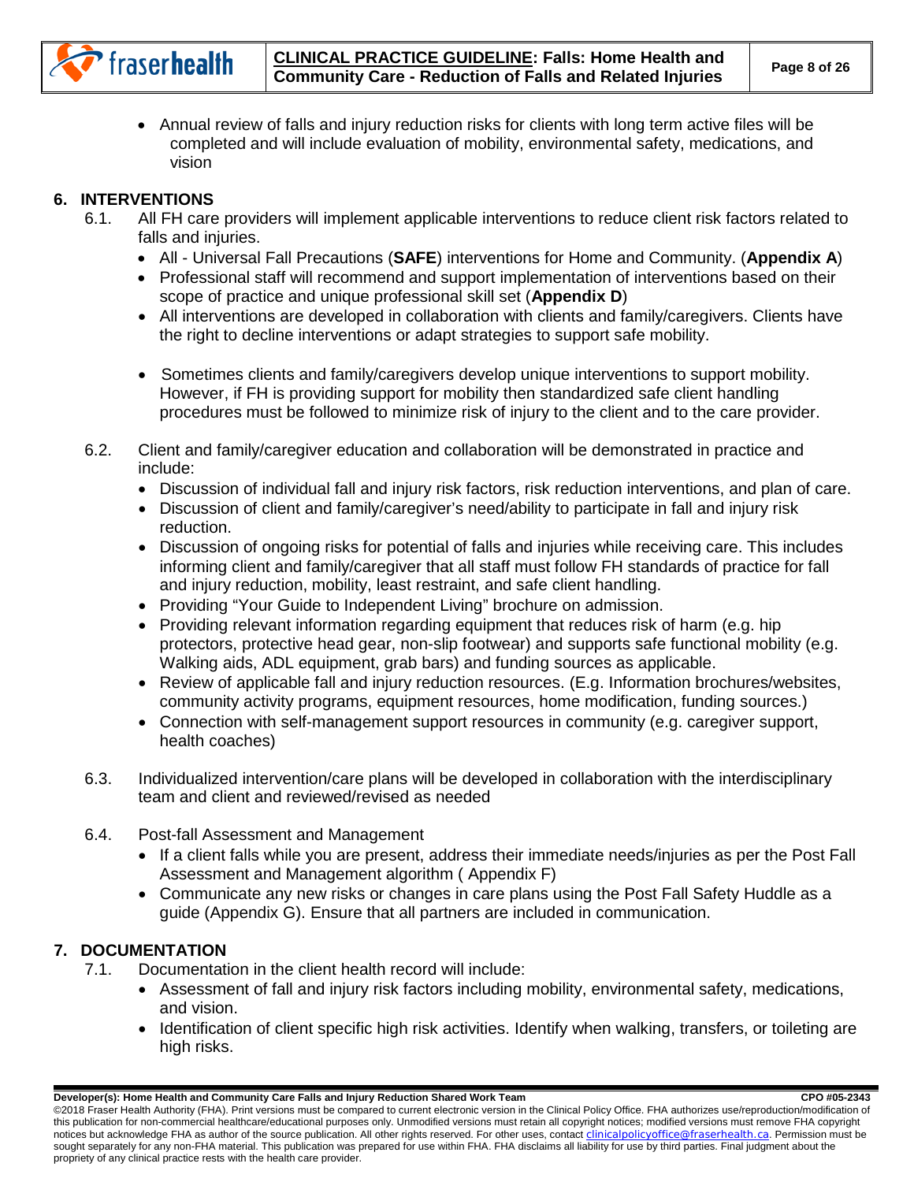- Annual review of falls and injury reduction risks for clients with long term active files will be completed and will include evaluation of mobility, environmental safety, medications, and vision

## 6. INTERVENTIONS

6.1. All FH care providers will implement applicable interventions to reduce client risk factors related to falls and injuries.

- All - Universal Fall Precautions (**SAFE**) interventions for Home and Community. (**Appendix A**)
- Professional staff will recommend and support implementation of interventions based on their scope of practice and unique professional skill set (**Appendix D**)
- All interventions are developed in collaboration with clients and family/caregivers. Clients have the right to decline interventions or adapt strategies to support safe mobility.
- Sometimes clients and family/caregivers develop unique interventions to support mobility. However, if FH is providing support for mobility then standardized safe client handling procedures must be followed to minimize risk of injury to the client and to the care provider.

6.2. Client and family/caregiver education and collaboration will be demonstrated in practice and include:

- Discussion of individual fall and injury risk factors, risk reduction interventions, and plan of care.
- Discussion of client and family/caregiver's need/ability to participate in fall and injury risk reduction.
- Discussion of ongoing risks for potential of falls and injuries while receiving care. This includes informing client and family/caregiver that all staff must follow FH standards of practice for fall and injury reduction, mobility, least restraint, and safe client handling.
- Providing "Your Guide to Independent Living" brochure on admission.
- Providing relevant information regarding equipment that reduces risk of harm (e.g. hip protectors, protective head gear, non-slip footwear) and supports safe functional mobility (e.g. Walking aids, ADL equipment, grab bars) and funding sources as applicable.
- Review of applicable fall and injury reduction resources. (E.g. Information brochures/websites, community activity programs, equipment resources, home modification, funding sources.)
- Connection with self-management support resources in community (e.g. caregiver support, health coaches)

6.3. Individualized intervention/care plans will be developed in collaboration with the interdisciplinary team and client and reviewed/revised as needed

6.4. Post-fall Assessment and Management

- If a client falls while you are present, address their immediate needs/injuries as per the Post Fall Assessment and Management algorithm ( Appendix F)
- Communicate any new risks or changes in care plans using the Post Fall Safety Huddle as a guide (Appendix G). Ensure that all partners are included in communication.

## 7. DOCUMENTATION

7.1. Documentation in the client health record will include:

- Assessment of fall and injury risk factors including mobility, environmental safety, medications, and vision.
- Identification of client specific high risk activities. Identify when walking, transfers, or toileting are high risks.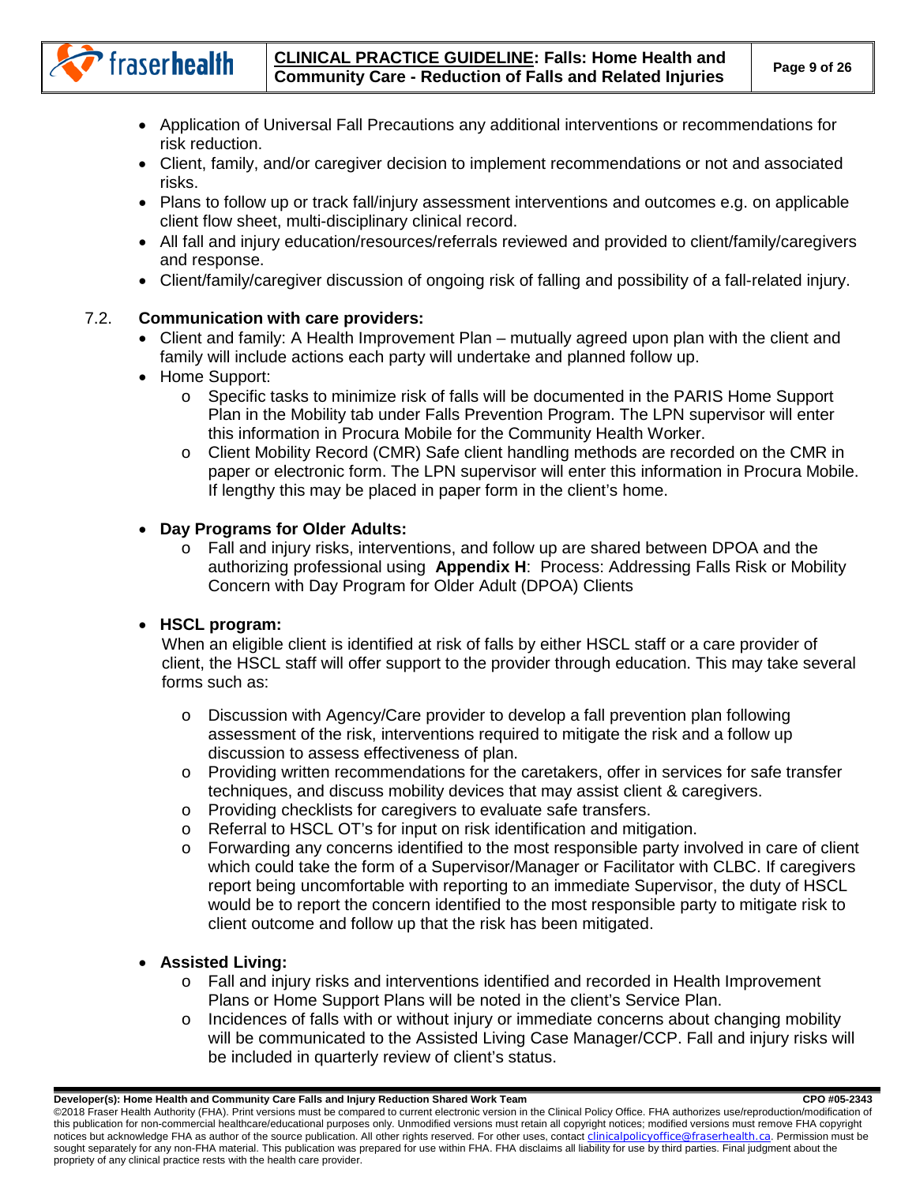- Application of Universal Fall Precautions any additional interventions or recommendations for risk reduction.
- Client, family, and/or caregiver decision to implement recommendations or not and associated risks.
- Plans to follow up or track fall/injury assessment interventions and outcomes e.g. on applicable client flow sheet, multi-disciplinary clinical record.
- All fall and injury education/resources/referrals reviewed and provided to client/family/caregivers and response.
- Client/family/caregiver discussion of ongoing risk of falling and possibility of a fall-related injury.

7.2. **Communication with care providers:**

- Client and family: A Health Improvement Plan – mutually agreed upon plan with the client and family will include actions each party will undertake and planned follow up.
- Home Support:
  - Specific tasks to minimize risk of falls will be documented in the PARIS Home Support Plan in the Mobility tab under Falls Prevention Program. The LPN supervisor will enter this information in Procura Mobile for the Community Health Worker.
  - Client Mobility Record (CMR) Safe client handling methods are recorded on the CMR in paper or electronic form. The LPN supervisor will enter this information in Procura Mobile. If lengthy this may be placed in paper form in the client's home.

- **Day Programs for Older Adults:**
  - Fall and injury risks, interventions, and follow up are shared between DPOA and the authorizing professional using **Appendix H**: Process: Addressing Falls Risk or Mobility Concern with Day Program for Older Adult (DPOA) Clients

- **HSCL program:**

  When an eligible client is identified at risk of falls by either HSCL staff or a care provider of client, the HSCL staff will offer support to the provider through education. This may take several forms such as:

  - Discussion with Agency/Care provider to develop a fall prevention plan following assessment of the risk, interventions required to mitigate the risk and a follow up discussion to assess effectiveness of plan.
  - Providing written recommendations for the caretakers, offer in services for safe transfer techniques, and discuss mobility devices that may assist client & caregivers.
  - Providing checklists for caregivers to evaluate safe transfers.
  - Referral to HSCL OT's for input on risk identification and mitigation.
  - Forwarding any concerns identified to the most responsible party involved in care of client which could take the form of a Supervisor/Manager or Facilitator with CLBC. If caregivers report being uncomfortable with reporting to an immediate Supervisor, the duty of HSCL would be to report the concern identified to the most responsible party to mitigate risk to client outcome and follow up that the risk has been mitigated.

- **Assisted Living:**
  - Fall and injury risks and interventions identified and recorded in Health Improvement Plans or Home Support Plans will be noted in the client's Service Plan.
  - Incidences of falls with or without injury or immediate concerns about changing mobility will be communicated to the Assisted Living Case Manager/CCP. Fall and injury risks will be included in quarterly review of client's status.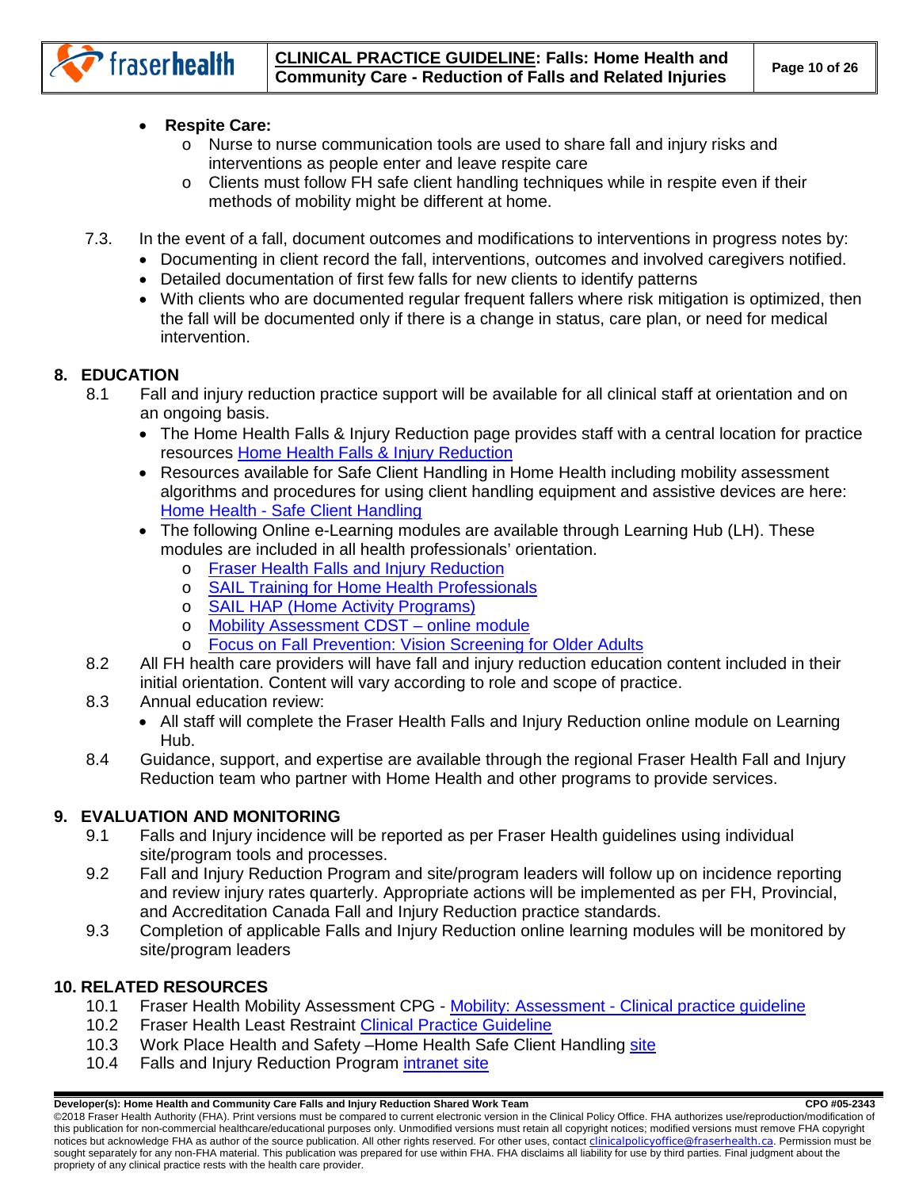- **Respite Care:**
    - Nurse to nurse communication tools are used to share fall and injury risks and interventions as people enter and leave respite care
    - Clients must follow FH safe client handling techniques while in respite even if their methods of mobility might be different at home.

7.3. In the event of a fall, document outcomes and modifications to interventions in progress notes by:

- Documenting in client record the fall, interventions, outcomes and involved caregivers notified.
- Detailed documentation of first few falls for new clients to identify patterns
- With clients who are documented regular frequent fallers where risk mitigation is optimized, then the fall will be documented only if there is a change in status, care plan, or need for medical intervention.

## 8. EDUCATION

8.1 Fall and injury reduction practice support will be available for all clinical staff at orientation and on an ongoing basis.

- The Home Health Falls & Injury Reduction page provides staff with a central location for practice resources Home Health Falls & Injury Reduction
- Resources available for Safe Client Handling in Home Health including mobility assessment algorithms and procedures for using client handling equipment and assistive devices are here: Home Health - Safe Client Handling
- The following Online e-Learning modules are available through Learning Hub (LH). These modules are included in all health professionals' orientation.
    - Fraser Health Falls and Injury Reduction
    - SAIL Training for Home Health Professionals
    - SAIL HAP (Home Activity Programs)
    - Mobility Assessment CDST – online module
    - Focus on Fall Prevention: Vision Screening for Older Adults

8.2 All FH health care providers will have fall and injury reduction education content included in their initial orientation. Content will vary according to role and scope of practice.

8.3 Annual education review:

- All staff will complete the Fraser Health Falls and Injury Reduction online module on Learning Hub.

8.4 Guidance, support, and expertise are available through the regional Fraser Health Fall and Injury Reduction team who partner with Home Health and other programs to provide services.

## 9. EVALUATION AND MONITORING

9.1 Falls and Injury incidence will be reported as per Fraser Health guidelines using individual site/program tools and processes.

9.2 Fall and Injury Reduction Program and site/program leaders will follow up on incidence reporting and review injury rates quarterly. Appropriate actions will be implemented as per FH, Provincial, and Accreditation Canada Fall and Injury Reduction practice standards.

9.3 Completion of applicable Falls and Injury Reduction online learning modules will be monitored by site/program leaders

## 10. RELATED RESOURCES

10.1 Fraser Health Mobility Assessment CPG - Mobility: Assessment - Clinical practice guideline

10.2 Fraser Health Least Restraint Clinical Practice Guideline

10.3 Work Place Health and Safety –Home Health Safe Client Handling site

10.4 Falls and Injury Reduction Program intranet site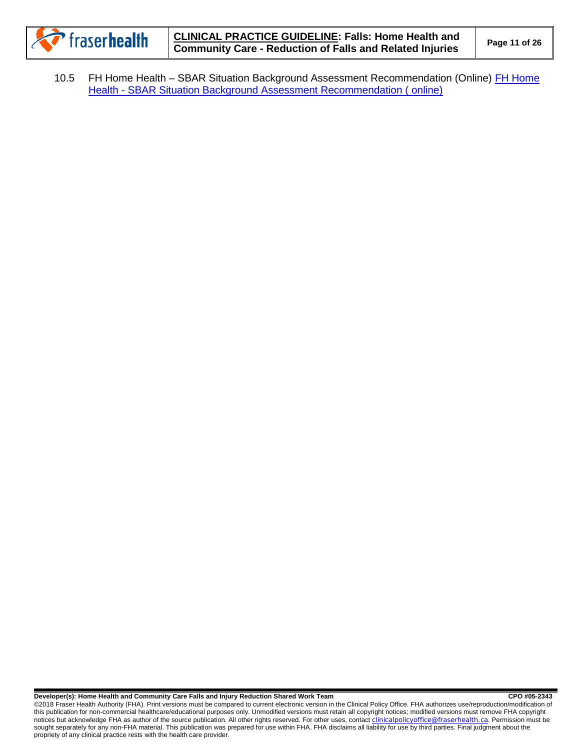10.5 FH Home Health – SBAR Situation Background Assessment Recommendation (Online) FH Home Health - SBAR Situation Background Assessment Recommendation ( online)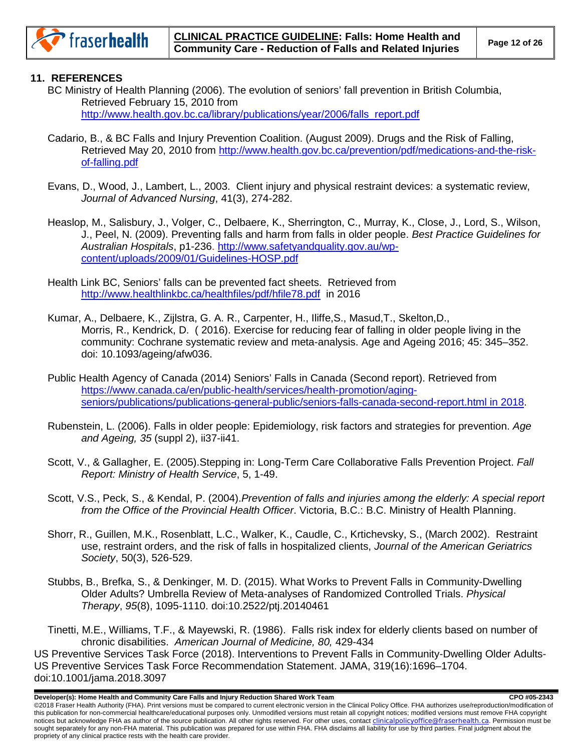## 11. REFERENCES

BC Ministry of Health Planning (2006). The evolution of seniors' fall prevention in British Columbia, Retrieved February 15, 2010 from http://www.health.gov.bc.ca/library/publications/year/2006/falls_report.pdf

Cadario, B., & BC Falls and Injury Prevention Coalition. (August 2009). Drugs and the Risk of Falling, Retrieved May 20, 2010 from http://www.health.gov.bc.ca/prevention/pdf/medications-and-the-risk-of-falling.pdf

Evans, D., Wood, J., Lambert, L., 2003. Client injury and physical restraint devices: a systematic review, *Journal of Advanced Nursing*, 41(3), 274-282.

Heaslop, M., Salisbury, J., Volger, C., Delbaere, K., Sherrington, C., Murray, K., Close, J., Lord, S., Wilson, J., Peel, N. (2009). Preventing falls and harm from falls in older people. *Best Practice Guidelines for Australian Hospitals*, p1-236. http://www.safetyandquality.gov.au/wp-content/uploads/2009/01/Guidelines-HOSP.pdf

Health Link BC, Seniors' falls can be prevented fact sheets. Retrieved from http://www.healthlinkbc.ca/healthfiles/pdf/hfile78.pdf in 2016

Kumar, A., Delbaere, K., Zijlstra, G. A. R., Carpenter, H., Iliffe,S., Masud,T., Skelton,D., Morris, R., Kendrick, D. ( 2016). Exercise for reducing fear of falling in older people living in the community: Cochrane systematic review and meta-analysis. Age and Ageing 2016; 45: 345–352. doi: 10.1093/ageing/afw036.

Public Health Agency of Canada (2014) Seniors' Falls in Canada (Second report). Retrieved from https://www.canada.ca/en/public-health/services/health-promotion/aging-seniors/publications/publications-general-public/seniors-falls-canada-second-report.html in 2018.

Rubenstein, L. (2006). Falls in older people: Epidemiology, risk factors and strategies for prevention. *Age and Ageing, 35* (suppl 2), ii37-ii41.

Scott, V., & Gallagher, E. (2005).Stepping in: Long-Term Care Collaborative Falls Prevention Project. *Fall Report: Ministry of Health Service*, 5, 1-49.

Scott, V.S., Peck, S., & Kendal, P. (2004).*Prevention of falls and injuries among the elderly: A special report from the Office of the Provincial Health Officer*. Victoria, B.C.: B.C. Ministry of Health Planning.

Shorr, R., Guillen, M.K., Rosenblatt, L.C., Walker, K., Caudle, C., Krtichevsky, S., (March 2002). Restraint use, restraint orders, and the risk of falls in hospitalized clients, *Journal of the American Geriatrics Society*, 50(3), 526-529.

Stubbs, B., Brefka, S., & Denkinger, M. D. (2015). What Works to Prevent Falls in Community-Dwelling Older Adults? Umbrella Review of Meta-analyses of Randomized Controlled Trials. *Physical Therapy*, *95*(8), 1095-1110. doi:10.2522/ptj.20140461

Tinetti, M.E., Williams, T.F., & Mayewski, R. (1986). Falls risk index for elderly clients based on number of chronic disabilities. *American Journal of Medicine, 80,* 429-434

US Preventive Services Task Force (2018). Interventions to Prevent Falls in Community-Dwelling Older Adults- US Preventive Services Task Force Recommendation Statement. JAMA, 319(16):1696–1704. doi:10.1001/jama.2018.3097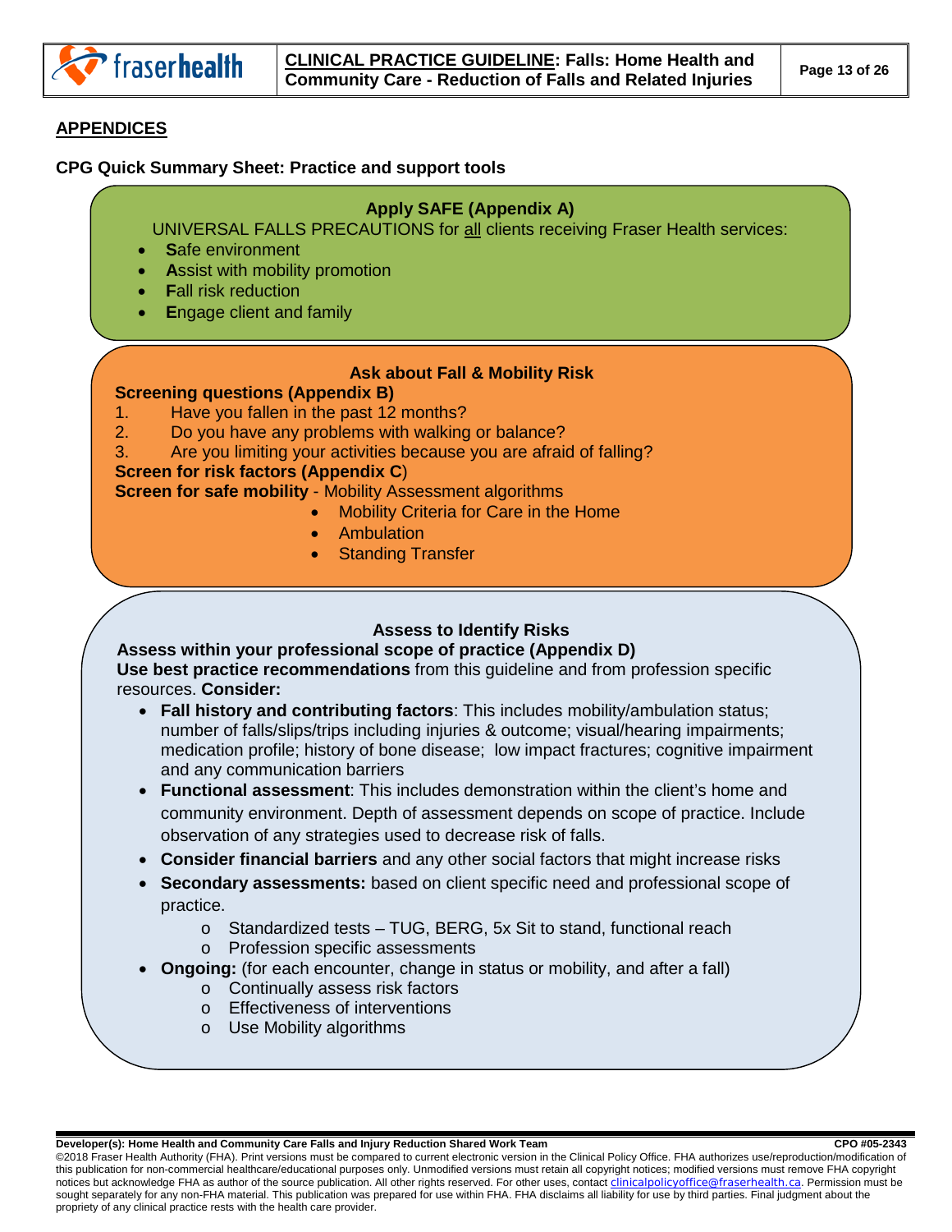## APPENDICES

### CPG Quick Summary Sheet: Practice and support tools

**Apply SAFE (Appendix A)**

UNIVERSAL FALLS PRECAUTIONS for all clients receiving Fraser Health services:

- **S**afe environment
- **A**ssist with mobility promotion
- **F**all risk reduction
- **E**ngage client and family

**Ask about Fall & Mobility Risk**

**Screening questions (Appendix B)**

1. Have you fallen in the past 12 months?
2. Do you have any problems with walking or balance?
3. Are you limiting your activities because you are afraid of falling?

**Screen for risk factors (Appendix C)**

**Screen for safe mobility** - Mobility Assessment algorithms

- Mobility Criteria for Care in the Home
- Ambulation
- Standing Transfer

**Assess to Identify Risks**

**Assess within your professional scope of practice (Appendix D)**

**Use best practice recommendations** from this guideline and from profession specific resources. **Consider:**

- **Fall history and contributing factors**: This includes mobility/ambulation status; number of falls/slips/trips including injuries & outcome; visual/hearing impairments; medication profile; history of bone disease; low impact fractures; cognitive impairment and any communication barriers
- **Functional assessment**: This includes demonstration within the client's home and community environment. Depth of assessment depends on scope of practice. Include observation of any strategies used to decrease risk of falls.
- **Consider financial barriers** and any other social factors that might increase risks
- **Secondary assessments:** based on client specific need and professional scope of practice.
  - Standardized tests – TUG, BERG, 5x Sit to stand, functional reach
  - Profession specific assessments
- **Ongoing:** (for each encounter, change in status or mobility, and after a fall)
  - Continually assess risk factors
  - Effectiveness of interventions
  - Use Mobility algorithms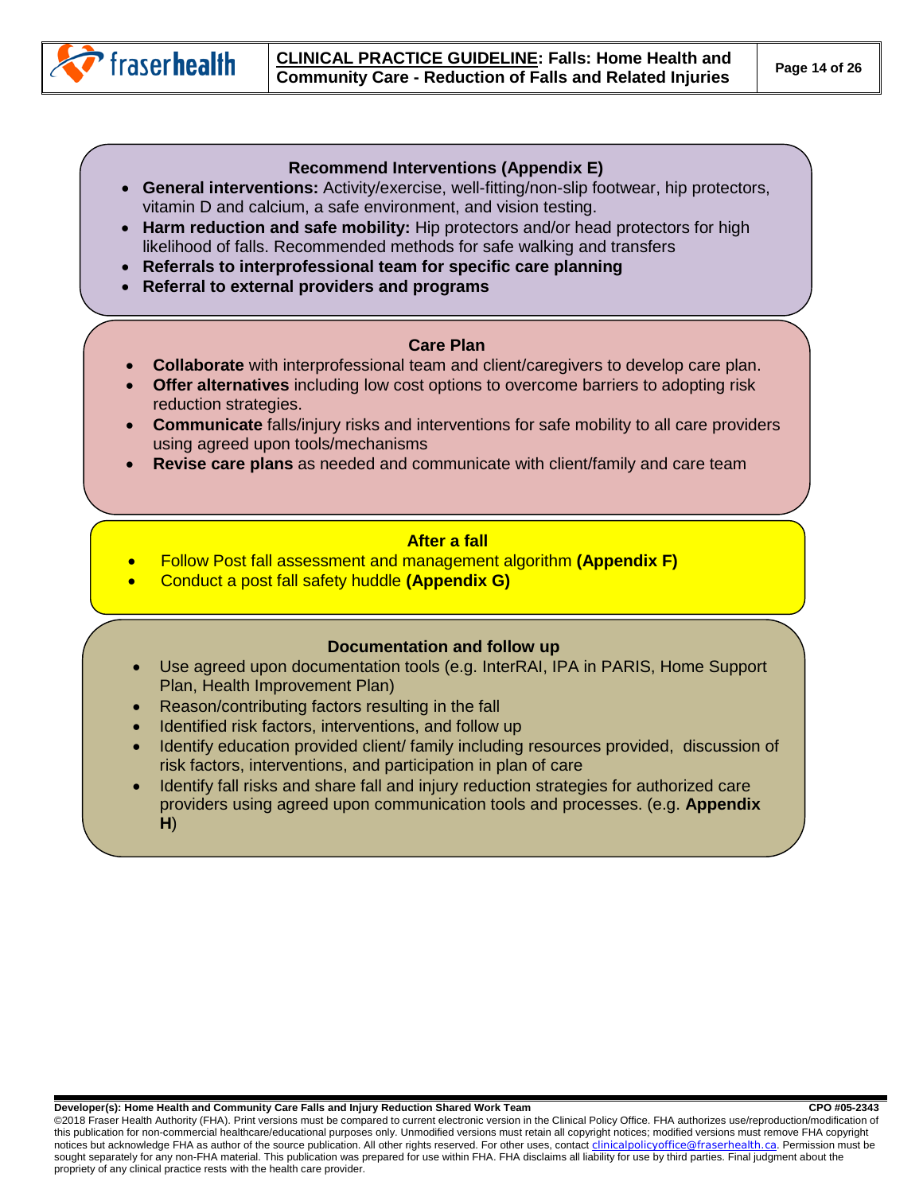### Recommend Interventions (Appendix E)

- **General interventions:** Activity/exercise, well-fitting/non-slip footwear, hip protectors, vitamin D and calcium, a safe environment, and vision testing.
- **Harm reduction and safe mobility:** Hip protectors and/or head protectors for high likelihood of falls. Recommended methods for safe walking and transfers
- **Referrals to interprofessional team for specific care planning**
- **Referral to external providers and programs**

### Care Plan

- **Collaborate** with interprofessional team and client/caregivers to develop care plan.
- **Offer alternatives** including low cost options to overcome barriers to adopting risk reduction strategies.
- **Communicate** falls/injury risks and interventions for safe mobility to all care providers using agreed upon tools/mechanisms
- **Revise care plans** as needed and communicate with client/family and care team

### After a fall

- Follow Post fall assessment and management algorithm **(Appendix F)**
- Conduct a post fall safety huddle **(Appendix G)**

### Documentation and follow up

- Use agreed upon documentation tools (e.g. InterRAI, IPA in PARIS, Home Support Plan, Health Improvement Plan)
- Reason/contributing factors resulting in the fall
- Identified risk factors, interventions, and follow up
- Identify education provided client/ family including resources provided, discussion of risk factors, interventions, and participation in plan of care
- Identify fall risks and share fall and injury reduction strategies for authorized care providers using agreed upon communication tools and processes. (e.g. **Appendix H**)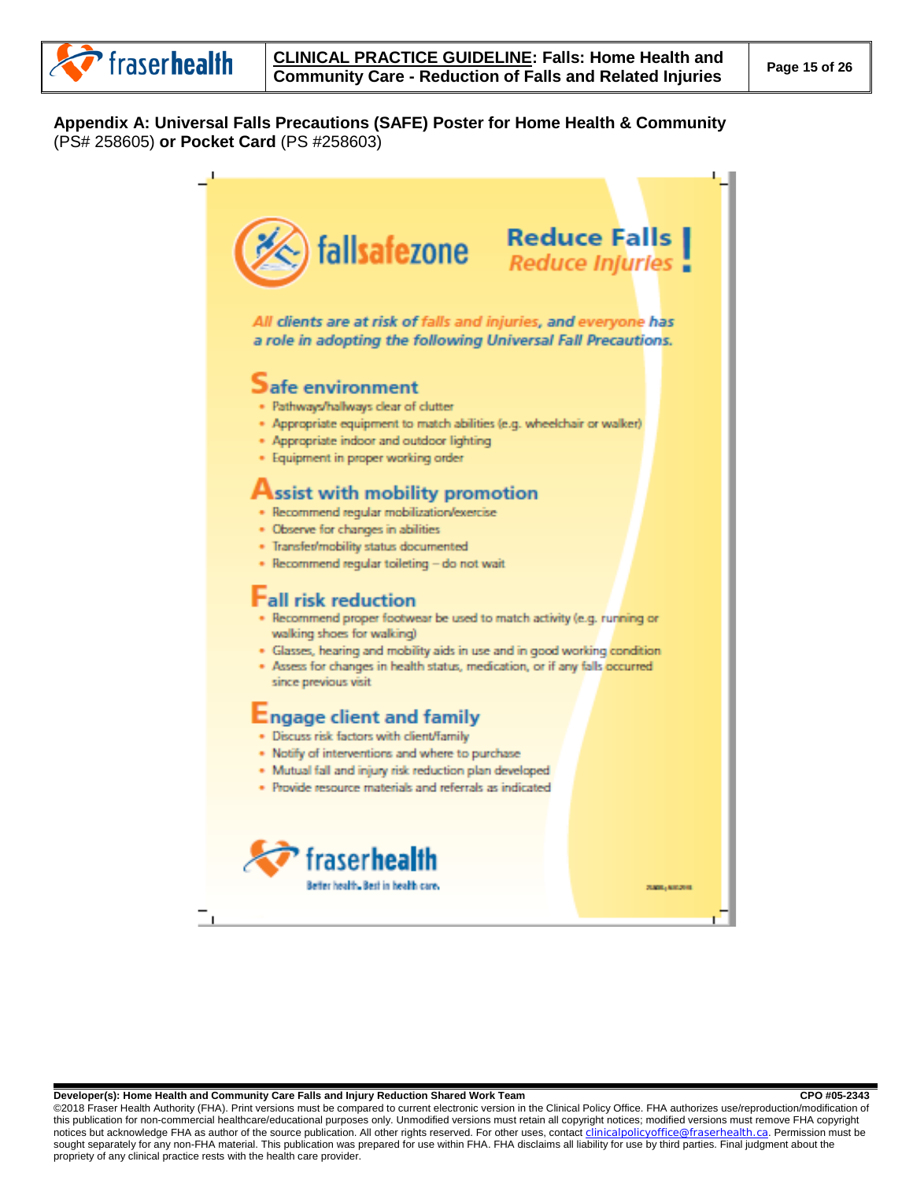## Appendix A: Universal Falls Precautions (SAFE) Poster for Home Health & Community (PS# 258605) or Pocket Card (PS #258603)

fallsafezone

**Reduce Falls**
*Reduce Injuries!*

*All clients are at risk of falls and injuries, and everyone has a role in adopting the following Universal Fall Precautions.*

### Safe environment

- Pathways/hallways clear of clutter
- Appropriate equipment to match abilities (e.g. wheelchair or walker)
- Appropriate indoor and outdoor lighting
- Equipment in proper working order

### Assist with mobility promotion

- Recommend regular mobilization/exercise
- Observe for changes in abilities
- Transfer/mobility status documented
- Recommend regular toileting – do not wait

### Fall risk reduction

- Recommend proper footwear be used to match activity (e.g. running or walking shoes for walking)
- Glasses, hearing and mobility aids in use and in good working condition
- Assess for changes in health status, medication, or if any falls occurred since previous visit

### Engage client and family

- Discuss risk factors with client/family
- Notify of interventions and where to purchase
- Mutual fall and injury risk reduction plan developed
- Provide resource materials and referrals as indicated

fraserhealth
Better health. Best in health care.

**Developer(s): Home Health and Community Care Falls and Injury Reduction Shared Work Team** **CPO #05-2343**

©2018 Fraser Health Authority (FHA). Print versions must be compared to current electronic version in the Clinical Policy Office. FHA authorizes use/reproduction/modification of this publication for non-commercial healthcare/educational purposes only. Unmodified versions must retain all copyright notices; modified versions must remove FHA copyright notices but acknowledge FHA as author of the source publication. All other rights reserved. For other uses, contact clinicalpolicyoffice@fraserhealth.ca. Permission must be sought separately for any non-FHA material. This publication was prepared for use within FHA. FHA disclaims all liability for use by third parties. Final judgment about the propriety of any clinical practice rests with the health care provider.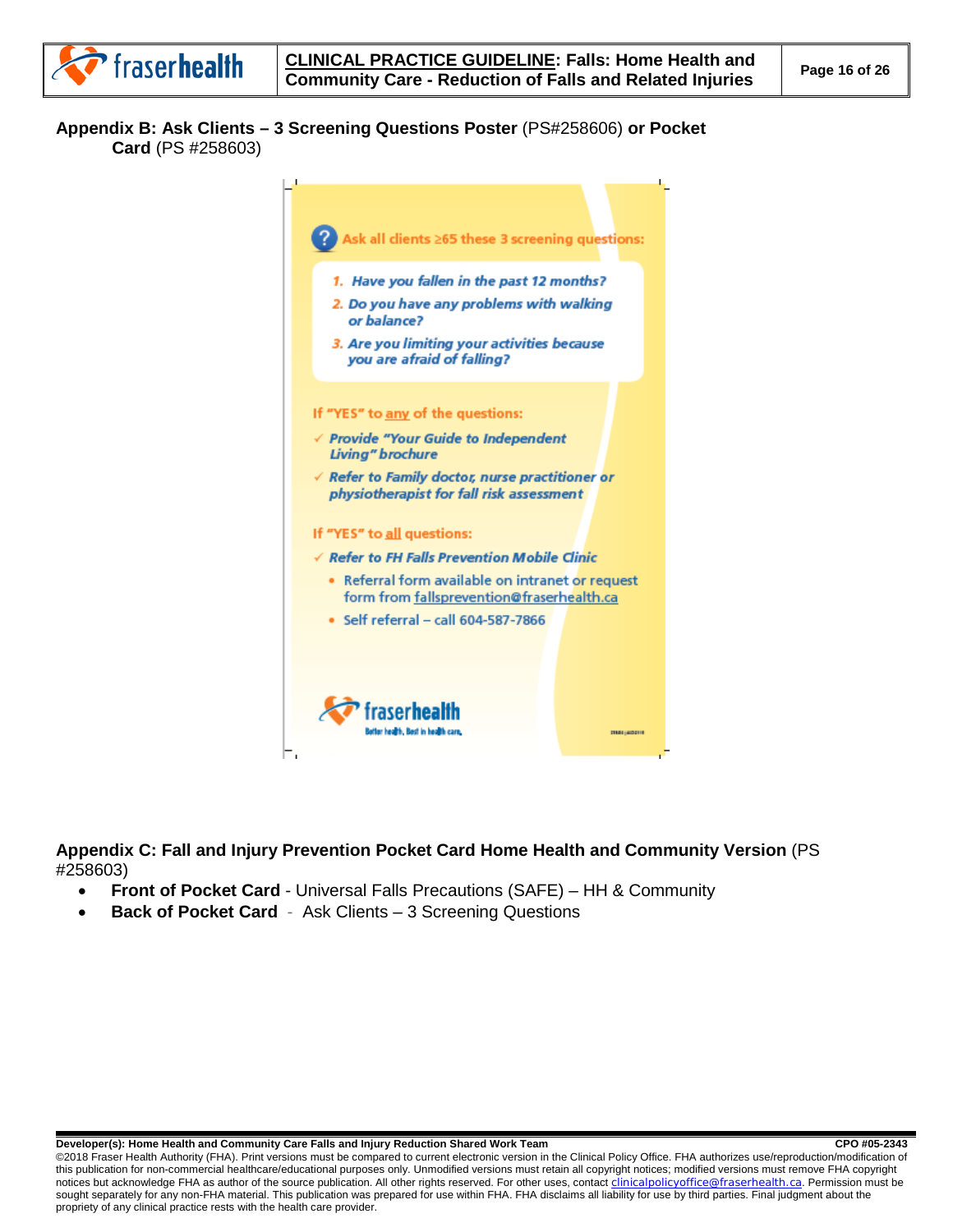## Appendix B: Ask Clients – 3 Screening Questions Poster (PS#258606) or Pocket Card (PS #258603)

Ask all clients ≥65 these 3 screening questions:

1. *Have you fallen in the past 12 months?*
2. *Do you have any problems with walking or balance?*
3. *Are you limiting your activities because you are afraid of falling?*

If "YES" to any of the questions:

- ✓ *Provide "Your Guide to Independent Living" brochure*
- ✓ *Refer to Family doctor, nurse practitioner or physiotherapist for fall risk assessment*

If "YES" to all questions:

- ✓ *Refer to FH Falls Prevention Mobile Clinic*
  - Referral form available on intranet or request form from fallsprevention@fraserhealth.ca
  - Self referral – call 604-587-7866

fraserhealth
Better health. Best in health care.

## Appendix C: Fall and Injury Prevention Pocket Card Home Health and Community Version (PS #258603)

- **Front of Pocket Card** - Universal Falls Precautions (SAFE) – HH & Community
- **Back of Pocket Card** - Ask Clients – 3 Screening Questions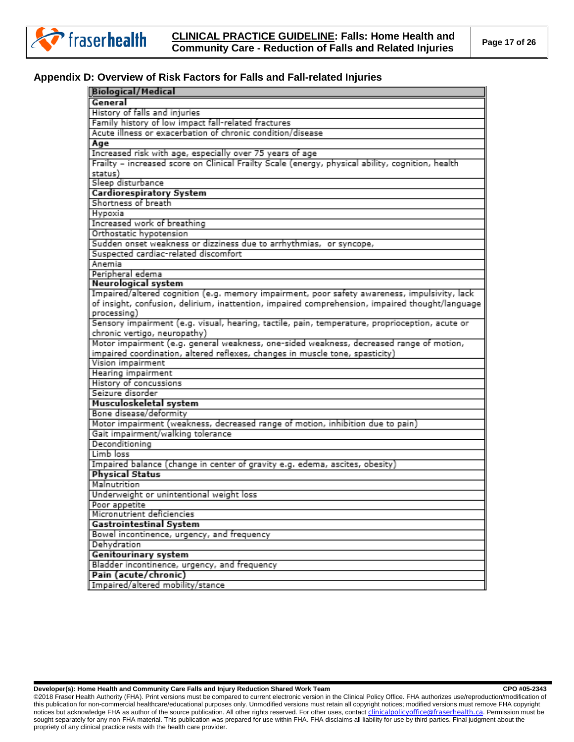## Appendix D: Overview of Risk Factors for Falls and Fall-related Injuries

| **Biological/Medical** |
|---|
| **General** |
| History of falls and injuries |
| Family history of low impact fall-related fractures |
| Acute illness or exacerbation of chronic condition/disease |
| **Age** |
| Increased risk with age, especially over 75 years of age |
| Frailty – increased score on Clinical Frailty Scale (energy, physical ability, cognition, health status) |
| Sleep disturbance |
| **Cardiorespiratory System** |
| Shortness of breath |
| Hypoxia |
| Increased work of breathing |
| Orthostatic hypotension |
| Sudden onset weakness or dizziness due to arrhythmias, or syncope, |
| Suspected cardiac-related discomfort |
| Anemia |
| Peripheral edema |
| **Neurological system** |
| Impaired/altered cognition (e.g. memory impairment, poor safety awareness, impulsivity, lack of insight, confusion, delirium, inattention, impaired comprehension, impaired thought/language processing) |
| Sensory impairment (e.g. visual, hearing, tactile, pain, temperature, proprioception, acute or chronic vertigo, neuropathy) |
| Motor impairment (e.g. general weakness, one-sided weakness, decreased range of motion, impaired coordination, altered reflexes, changes in muscle tone, spasticity) |
| Vision impairment |
| Hearing impairment |
| History of concussions |
| Seizure disorder |
| **Musculoskeletal system** |
| Bone disease/deformity |
| Motor impairment (weakness, decreased range of motion, inhibition due to pain) |
| Gait impairment/walking tolerance |
| Deconditioning |
| Limb loss |
| Impaired balance (change in center of gravity e.g. edema, ascites, obesity) |
| **Physical Status** |
| Malnutrition |
| Underweight or unintentional weight loss |
| Poor appetite |
| Micronutrient deficiencies |
| **Gastrointestinal System** |
| Bowel incontinence, urgency, and frequency |
| Dehydration |
| **Genitourinary system** |
| Bladder incontinence, urgency, and frequency |
| **Pain (acute/chronic)** |
| Impaired/altered mobility/stance |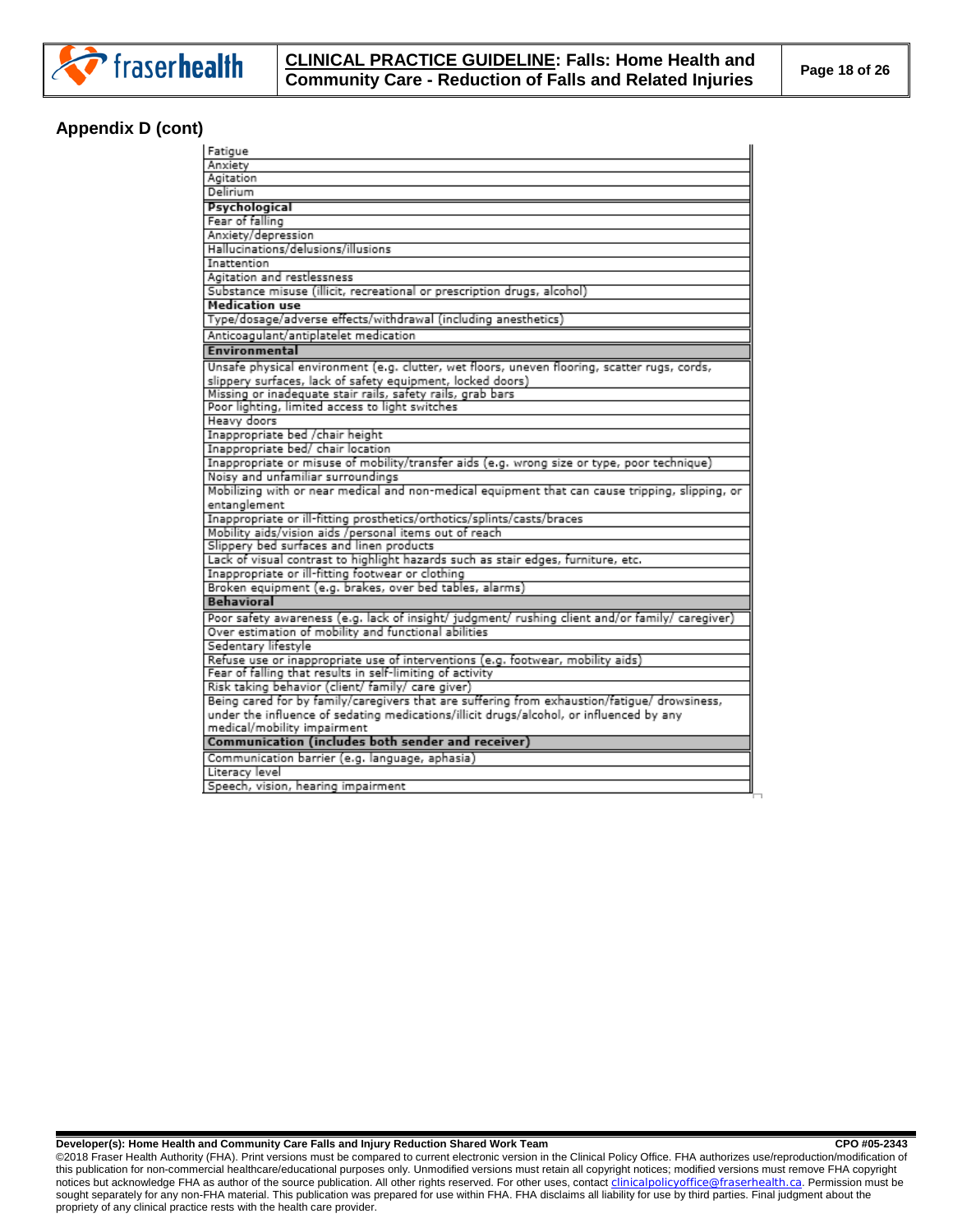## Appendix D (cont)

| Fatigue |
|---|
| Anxiety |
| Agitation |
| Delirium |
| **Psychological** |
| Fear of falling |
| Anxiety/depression |
| Hallucinations/delusions/illusions |
| Inattention |
| Agitation and restlessness |
| Substance misuse (illicit, recreational or prescription drugs, alcohol) |
| **Medication use** |
| Type/dosage/adverse effects/withdrawal (including anesthetics) |
| Anticoagulant/antiplatelet medication |
| **Environmental** |
| Unsafe physical environment (e.g. clutter, wet floors, uneven flooring, scatter rugs, cords, slippery surfaces, lack of safety equipment, locked doors) |
| Missing or inadequate stair rails, safety rails, grab bars |
| Poor lighting, limited access to light switches |
| Heavy doors |
| Inappropriate bed /chair height |
| Inappropriate bed/ chair location |
| Inappropriate or misuse of mobility/transfer aids (e.g. wrong size or type, poor technique) |
| Noisy and unfamiliar surroundings |
| Mobilizing with or near medical and non-medical equipment that can cause tripping, slipping, or entanglement |
| Inappropriate or ill-fitting prosthetics/orthotics/splints/casts/braces |
| Mobility aids/vision aids /personal items out of reach |
| Slippery bed surfaces and linen products |
| Lack of visual contrast to highlight hazards such as stair edges, furniture, etc. |
| Inappropriate or ill-fitting footwear or clothing |
| Broken equipment (e.g. brakes, over bed tables, alarms) |
| **Behavioral** |
| Poor safety awareness (e.g. lack of insight/ judgment/ rushing client and/or family/ caregiver) |
| Over estimation of mobility and functional abilities |
| Sedentary lifestyle |
| Refuse use or inappropriate use of interventions (e.g. footwear, mobility aids) |
| Fear of falling that results in self-limiting of activity |
| Risk taking behavior (client/ family/ care giver) |
| Being cared for by family/caregivers that are suffering from exhaustion/fatigue/ drowsiness, under the influence of sedating medications/illicit drugs/alcohol, or influenced by any medical/mobility impairment |
| **Communication (includes both sender and receiver)** |
| Communication barrier (e.g. language, aphasia) |
| Literacy level |
| Speech, vision, hearing impairment |

**Developer(s): Home Health and Community Care Falls and Injury Reduction Shared Work Team** **CPO #05-2343**

©2018 Fraser Health Authority (FHA). Print versions must be compared to current electronic version in the Clinical Policy Office. FHA authorizes use/reproduction/modification of this publication for non-commercial healthcare/educational purposes only. Unmodified versions must retain all copyright notices; modified versions must remove FHA copyright notices but acknowledge FHA as author of the source publication. All other rights reserved. For other uses, contact clinicalpolicyoffice@fraserhealth.ca. Permission must be sought separately for any non-FHA material. This publication was prepared for use within FHA. FHA disclaims all liability for use by third parties. Final judgment about the propriety of any clinical practice rests with the health care provider.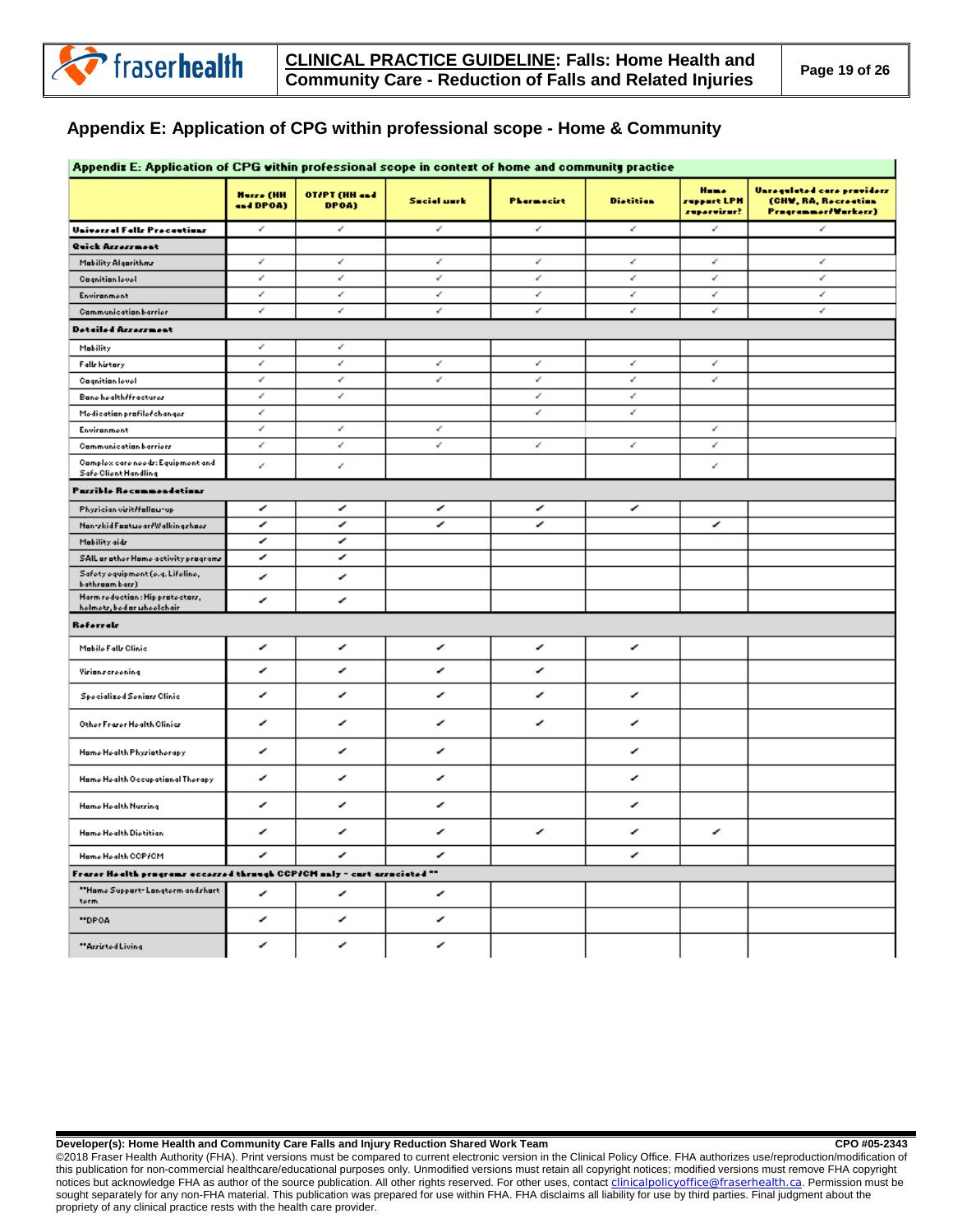## Appendix E: Application of CPG within professional scope - Home & Community

| Appendix E: Application of CPG within professional scope in context of home and community practice | | | | | | | |
|---|---|---|---|---|---|---|---|
| | Nurse (HH and DPOA) | OT/PT (HH and DPOA) | Social work | Pharmacist | Dietitian | Home support LPN supervisor? | Unregulated care providers (CHW, RA, Recreation Programmer/Workers) |
| **Universal Falls Precautions** | ✓ | ✓ | ✓ | ✓ | ✓ | ✓ | ✓ |
| **Quick Assessment** | | | | | | | |
| Mobility Algorithms | ✓ | ✓ | ✓ | ✓ | ✓ | ✓ | ✓ |
| Cognition level | ✓ | ✓ | ✓ | ✓ | ✓ | ✓ | ✓ |
| Environment | ✓ | ✓ | ✓ | ✓ | ✓ | ✓ | ✓ |
| Communication barrier | ✓ | ✓ | ✓ | ✓ | ✓ | ✓ | ✓ |
| **Detailed Assessment** | | | | | | | |
| Mobility | ✓ | ✓ | | | | | |
| Falls history | ✓ | ✓ | ✓ | ✓ | ✓ | ✓ | |
| Cognition level | ✓ | ✓ | ✓ | ✓ | ✓ | ✓ | |
| Bone health/fractures | ✓ | ✓ | | ✓ | ✓ | | |
| Medication profile/changes | ✓ | | | ✓ | ✓ | | |
| Environment | ✓ | ✓ | ✓ | | | ✓ | |
| Communication barriers | ✓ | ✓ | ✓ | ✓ | ✓ | ✓ | |
| Complex care needs: Equipment and Safe Client Handling | ✓ | ✓ | | | | ✓ | |
| **Possible Recommendations** | | | | | | | |
| Physician visit/follow-up | ✓ | ✓ | ✓ | ✓ | ✓ | | |
| Non-skid Footwear/Walking shoes | ✓ | ✓ | ✓ | ✓ | | ✓ | |
| Mobility aids | ✓ | ✓ | | | | | |
| SAIL or other Home activity programs | ✓ | ✓ | | | | | |
| Safety equipment (e.g. Lifeline, bathroom bars) | ✓ | ✓ | | | | | |
| Harm reduction: Hip protectors, helmets, bed or wheelchair | ✓ | ✓ | | | | | |
| **Referrals** | | | | | | | |
| Mobile Falls Clinic | ✓ | ✓ | ✓ | ✓ | ✓ | | |
| Visions screening | ✓ | ✓ | ✓ | ✓ | | | |
| Specialized Seniors Clinic | ✓ | ✓ | ✓ | ✓ | ✓ | | |
| Other Fraser Health Clinics | ✓ | ✓ | ✓ | ✓ | ✓ | | |
| Home Health Physiotherapy | ✓ | ✓ | ✓ | | ✓ | | |
| Home Health Occupational Therapy | ✓ | ✓ | ✓ | | ✓ | | |
| Home Health Nursing | ✓ | ✓ | ✓ | | ✓ | | |
| Home Health Dietitian | ✓ | ✓ | ✓ | ✓ | ✓ | ✓ | |
| Home Health CCP/CM | ✓ | ✓ | ✓ | | ✓ | | |
| **Fraser Health programs accessed through CCP/CM only - cost associated \*\*** | | | | | | | |
| \*\*Home Support- Long term and short term | ✓ | ✓ | ✓ | | | | |
| \*\*DPOA | ✓ | ✓ | ✓ | | | | |
| \*\*Assisted Living | ✓ | ✓ | ✓ | | | | |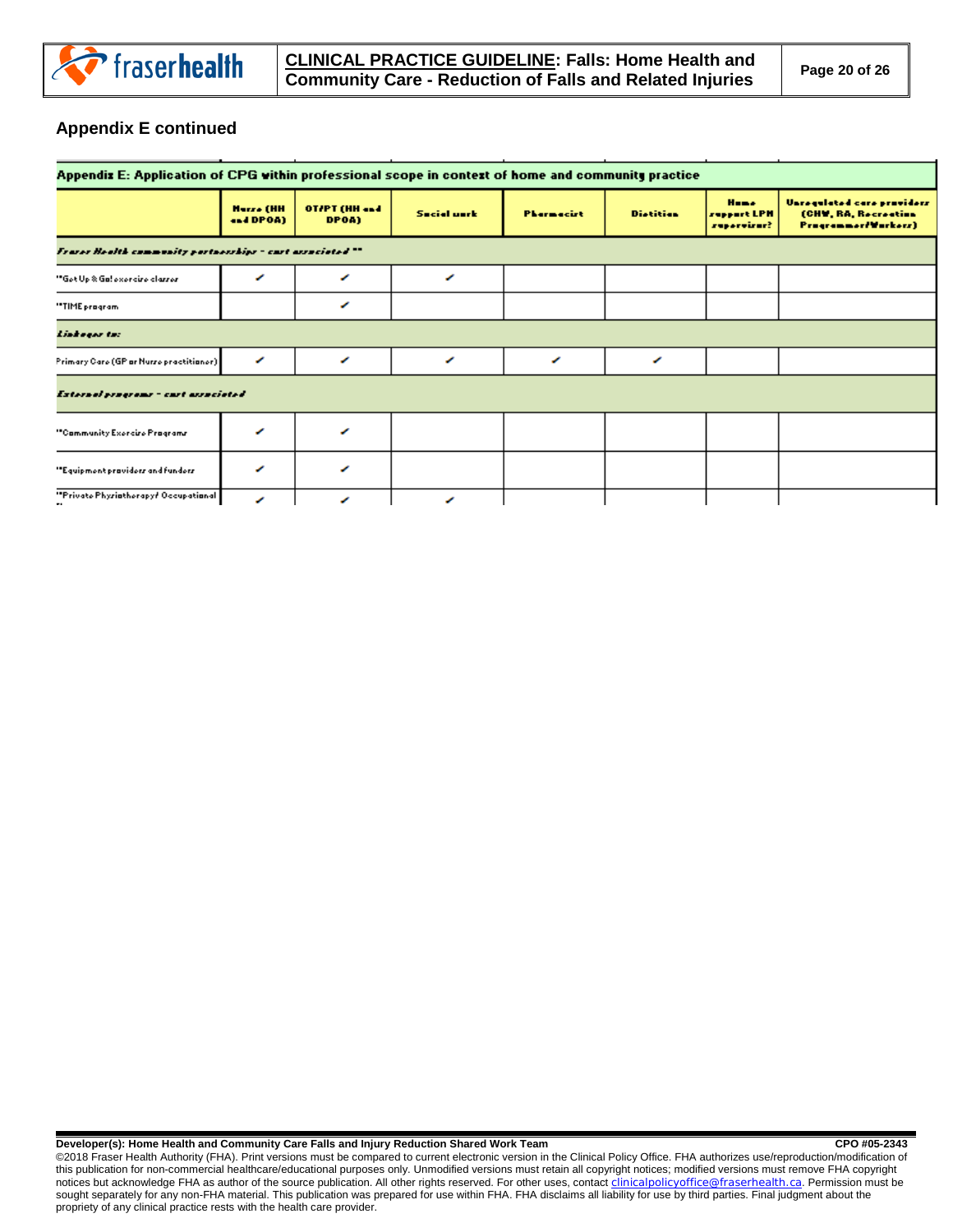## Appendix E continued

| Appendix E: Application of CPG within professional scope in context of home and community practice | | | | | | | |
|---|---|---|---|---|---|---|---|
| | Nurse (HH and DPOA) | OT/PT (HH and DPOA) | Social work | Pharmacist | Dietitian | Home support LPN supervisor? | Unregulated care providers (CHW, RA, Recreation Programmer/Workers) |
| *Fraser Health community partnerships - cost associated \*\** | | | | | | | |
| \*\*Get Up & Go! exercise classes | ✓ | ✓ | ✓ | | | | |
| \*\*TIME program | | ✓ | | | | | |
| *Linkages to:* | | | | | | | |
| Primary Care (GP or Nurse practitioner) | ✓ | ✓ | ✓ | ✓ | ✓ | | |
| *External programs - cost associated* | | | | | | | |
| \*\*Community Exercise Programs | ✓ | ✓ | | | | | |
| \*\*Equipment providers and funders | ✓ | ✓ | | | | | |
| \*\*Private Physiotherapy/ Occupational \*\* | ✓ | ✓ | ✓ | | | | |

**Developer(s): Home Health and Community Care Falls and Injury Reduction Shared Work Team** **CPO #05-2343**

©2018 Fraser Health Authority (FHA). Print versions must be compared to current electronic version in the Clinical Policy Office. FHA authorizes use/reproduction/modification of this publication for non-commercial healthcare/educational purposes only. Unmodified versions must retain all copyright notices; modified versions must remove FHA copyright notices but acknowledge FHA as author of the source publication. All other rights reserved. For other uses, contact clinicalpolicyoffice@fraserhealth.ca. Permission must be sought separately for any non-FHA material. This publication was prepared for use within FHA. FHA disclaims all liability for use by third parties. Final judgment about the propriety of any clinical practice rests with the health care provider.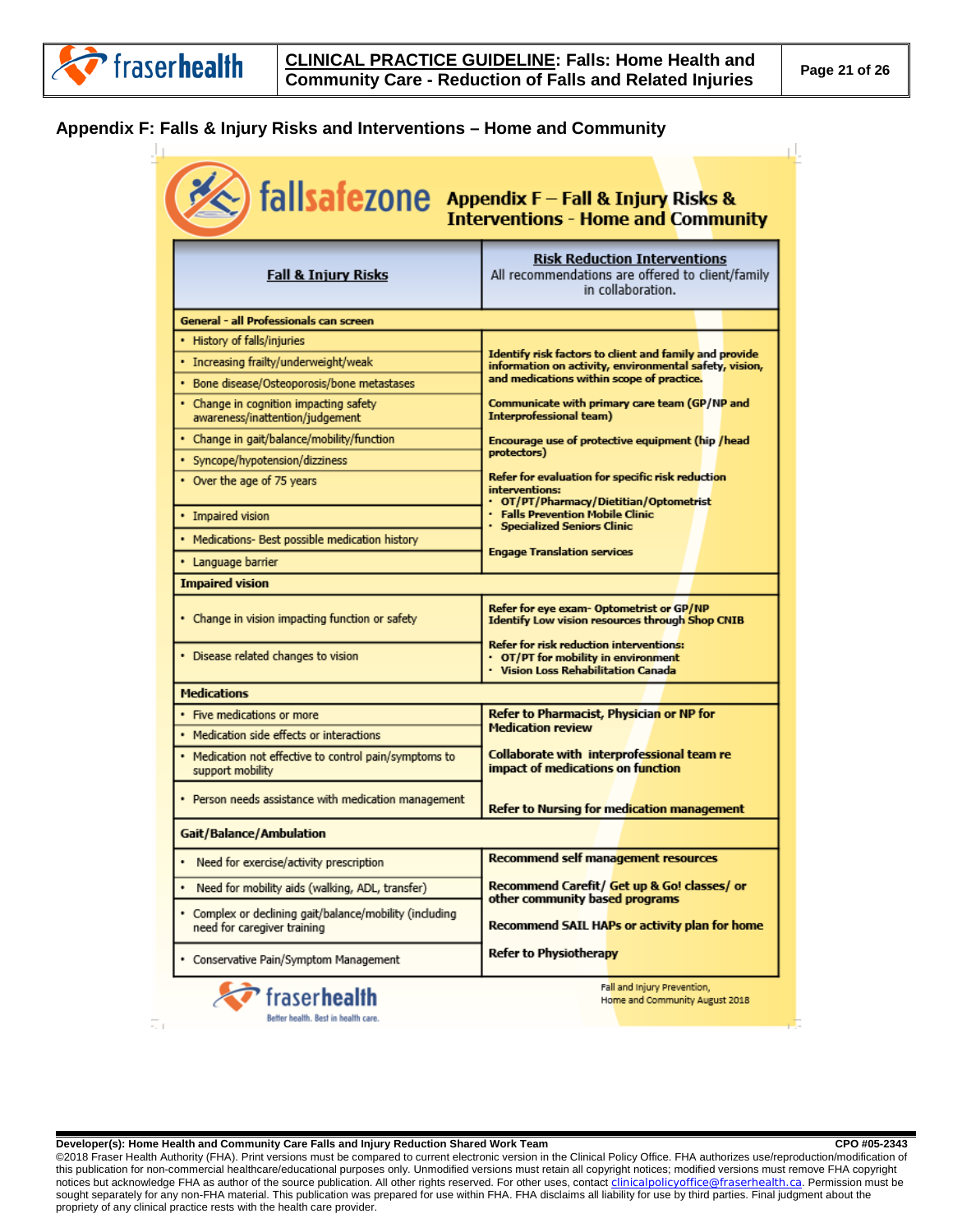## Appendix F: Falls & Injury Risks and Interventions – Home and Community

**fallsafezone** Appendix F – Fall & Injury Risks & Interventions - Home and Community

| Fall & Injury Risks | Risk Reduction Interventions<br>All recommendations are offered to client/family in collaboration. |
|---|---|
| **General - all Professionals can screen** | |
| • History of falls/injuries<br>• Increasing frailty/underweight/weak<br>• Bone disease/Osteoporosis/bone metastases<br>• Change in cognition impacting safety awareness/inattention/judgement<br>• Change in gait/balance/mobility/function<br>• Syncope/hypotension/dizziness<br>• Over the age of 75 years<br>• Impaired vision<br>• Medications- Best possible medication history<br>• Language barrier | **Identify risk factors to client and family and provide information on activity, environmental safety, vision, and medications within scope of practice.**<br>**Communicate with primary care team (GP/NP and Interprofessional team)**<br>**Encourage use of protective equipment (hip /head protectors)**<br>**Refer for evaluation for specific risk reduction interventions:**<br>• **OT/PT/Pharmacy/Dietitian/Optometrist**<br>• **Falls Prevention Mobile Clinic**<br>• **Specialized Seniors Clinic**<br>**Engage Translation services** |
| **Impaired vision** | |
| • Change in vision impacting function or safety<br>• Disease related changes to vision | **Refer for eye exam- Optometrist or GP/NP**<br>**Identify Low vision resources through Shop CNIB**<br>**Refer for risk reduction interventions:**<br>• **OT/PT for mobility in environment**<br>• **Vision Loss Rehabilitation Canada** |
| **Medications** | |
| • Five medications or more<br>• Medication side effects or interactions<br>• Medication not effective to control pain/symptoms to support mobility | **Refer to Pharmacist, Physician or NP for Medication review**<br>**Collaborate with interprofessional team re impact of medications on function** |
| • Person needs assistance with medication management | **Refer to Nursing for medication management** |
| **Gait/Balance/Ambulation** | |
| • Need for exercise/activity prescription | **Recommend self management resources** |
| • Need for mobility aids (walking, ADL, transfer) | **Recommend Carefit/ Get up & Go! classes/ or other community based programs** |
| • Complex or declining gait/balance/mobility (including need for caregiver training | **Recommend SAIL HAPs or activity plan for home** |
| • Conservative Pain/Symptom Management | **Refer to Physiotherapy** |

fraserhealth — Better health. Best in health care.

Fall and Injury Prevention, Home and Community August 2018

**Developer(s): Home Health and Community Care Falls and Injury Reduction Shared Work Team** **CPO #05-2343**

©2018 Fraser Health Authority (FHA). Print versions must be compared to current electronic version in the Clinical Policy Office. FHA authorizes use/reproduction/modification of this publication for non-commercial healthcare/educational purposes only. Unmodified versions must retain all copyright notices; modified versions must remove FHA copyright notices but acknowledge FHA as author of the source publication. All other rights reserved. For other uses, contact clinicalpolicyoffice@fraserhealth.ca. Permission must be sought separately for any non-FHA material. This publication was prepared for use within FHA. FHA disclaims all liability for use by third parties. Final judgment about the propriety of any clinical practice rests with the health care provider.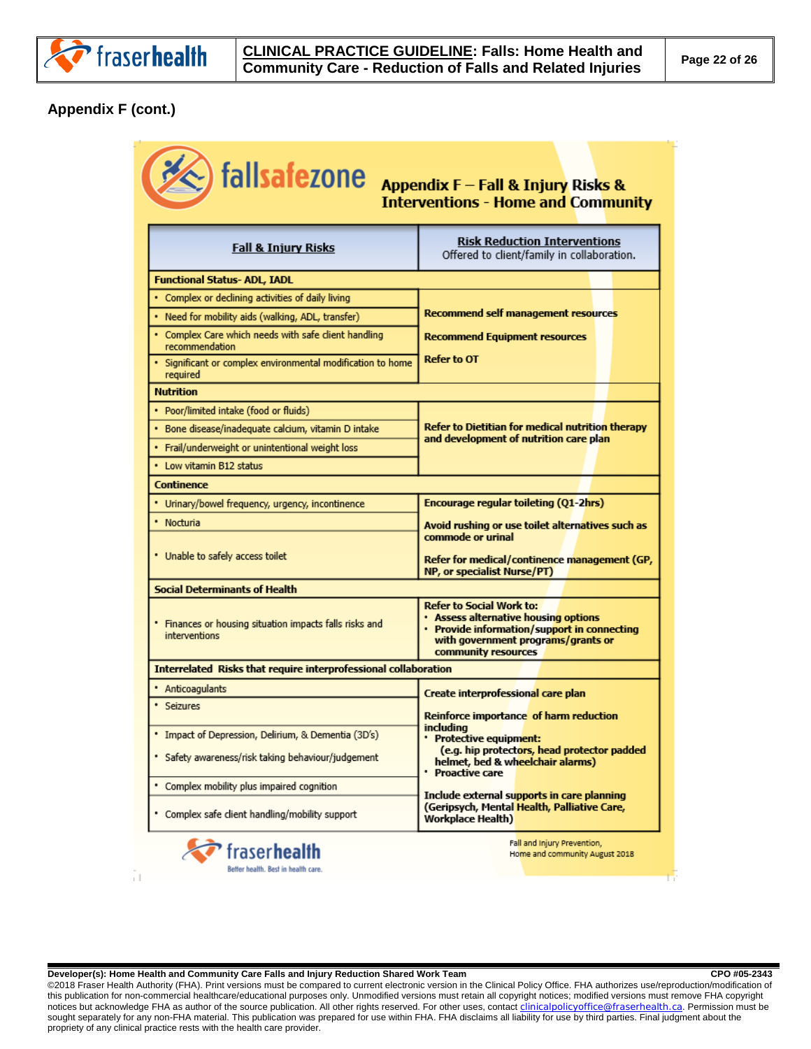## Appendix F (cont.)

**fallsafezone**

### Appendix F – Fall & Injury Risks & Interventions - Home and Community

| Fall & Injury Risks | Risk Reduction Interventions<br>Offered to client/family in collaboration. |
|---|---|
| **Functional Status- ADL, IADL** | |
| • Complex or declining activities of daily living<br>• Need for mobility aids (walking, ADL, transfer)<br>• Complex Care which needs with safe client handling recommendation<br>• Significant or complex environmental modification to home required | **Recommend self management resources**<br>**Recommend Equipment resources**<br>**Refer to OT** |
| **Nutrition** | |
| • Poor/limited intake (food or fluids)<br>• Bone disease/inadequate calcium, vitamin D intake<br>• Frail/underweight or unintentional weight loss<br>• Low vitamin B12 status | **Refer to Dietitian for medical nutrition therapy and development of nutrition care plan** |
| **Continence** | |
| • Urinary/bowel frequency, urgency, incontinence<br>• Nocturia<br>• Unable to safely access toilet | **Encourage regular toileting (Q1-2hrs)**<br>**Avoid rushing or use toilet alternatives such as commode or urinal**<br>**Refer for medical/continence management (GP, NP, or specialist Nurse/PT)** |
| **Social Determinants of Health** | |
| • Finances or housing situation impacts falls risks and interventions | **Refer to Social Work to:**<br>• **Assess alternative housing options**<br>• **Provide information/support in connecting with government programs/grants or community resources** |
| **Interrelated Risks that require interprofessional collaboration** | |
| • Anticoagulants<br>• Seizures<br>• Impact of Depression, Delirium, & Dementia (3D's)<br>• Safety awareness/risk taking behaviour/judgement<br>• Complex mobility plus impaired cognition<br>• Complex safe client handling/mobility support | **Create interprofessional care plan**<br>**Reinforce importance of harm reduction including**<br>• **Protective equipment: (e.g. hip protectors, head protector padded helmet, bed & wheelchair alarms)**<br>• **Proactive care**<br>**Include external supports in care planning (Geripsych, Mental Health, Palliative Care, Workplace Health)** |

fraserhealth — Better health. Best in health care.

Fall and Injury Prevention, Home and community August 2018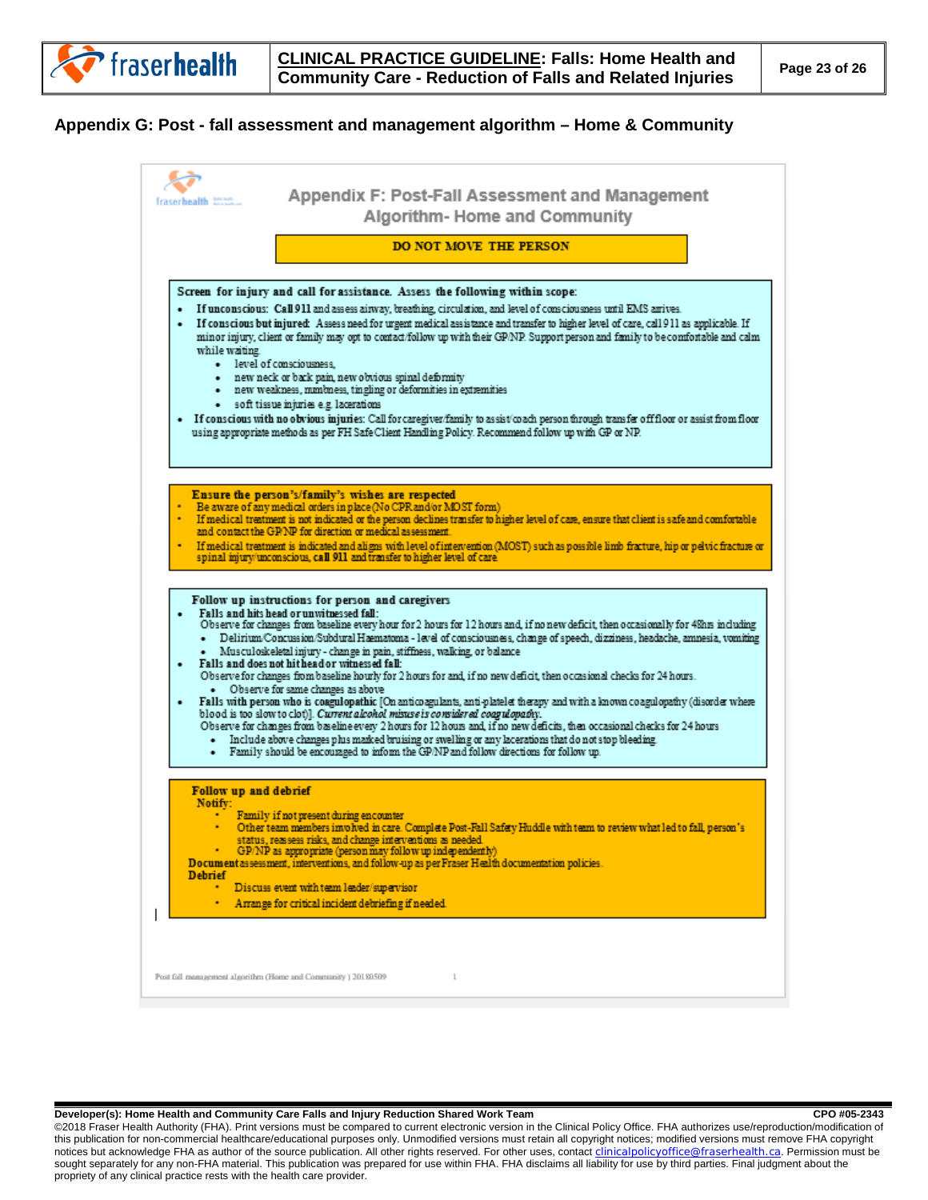## Appendix G: Post - fall assessment and management algorithm – Home & Community

### Appendix F: Post-Fall Assessment and Management Algorithm- Home and Community

**DO NOT MOVE THE PERSON**

**Screen for injury and call for assistance. Assess the following within scope:**

- **If unconscious: Call 911** and assess airway, breathing, circulation, and level of consciousness until EMS arrives.
- **If conscious but injured:** Assess need for urgent medical assistance and transfer to higher level of care, call 911 as applicable. If minor injury, client or family may opt to contact/follow up with their GP/NP. Support person and family to be comfortable and calm while waiting.
  - level of consciousness,
  - new neck or back pain, new obvious spinal deformity
  - new weakness, numbness, tingling or deformities in extremities
  - soft tissue injuries e.g. lacerations
- **If conscious with no obvious injuries:** Call for caregiver/family to assist/coach person through transfer off floor or assist from floor using appropriate methods as per FH Safe Client Handling Policy. Recommend follow up with GP or NP.

**Ensure the person's/family's wishes are respected**

- Be aware of any medical orders in place (No CPR and/or MOST form)
- If medical treatment is not indicated or the person declines transfer to higher level of care, ensure that client is safe and comfortable and contact the GP/NP for direction or medical assessment.
- If medical treatment is indicated and aligns with level of intervention (MOST) such as possible limb fracture, hip or pelvic fracture or spinal injury/unconscious, **call 911** and transfer to higher level of care.

**Follow up instructions for person and caregivers**

- **Falls and hits head or unwitnessed fall:**
  Observe for changes from baseline every hour for 2 hours for 12 hours and, if no new deficit, then occasionally for 48hrs including
  - Delirium/Concussion/Subdural Haematoma - level of consciousness, change of speech, dizziness, headache, amnesia, vomiting
  - Musculoskeletal injury - change in pain, stiffness, walking, or balance
- **Falls and does not hit head or witnessed fall:**
  Observe for changes from baseline hourly for 2 hours for and, if no new deficit, then occasional checks for 24 hours.
  - Observe for same changes as above
- **Falls with person who is coagulopathic** [On anticoagulants, anti-platelet therapy and with a known coagulopathy (disorder where blood is too slow to clot)]. *Current alcohol misuse is considered coagulopathy.*
  Observe for changes from baseline every 2 hours for 12 hours and, if no new deficits, then occasional checks for 24 hours
  - Include above changes plus marked bruising or swelling or any lacerations that do not stop bleeding.
  - Family should be encouraged to inform the GP/NP and follow directions for follow up.

**Follow up and debrief**

**Notify:**

- Family if not present during encounter
- Other team members involved in care. Complete Post-Fall Safety Huddle with team to review what led to fall, person's status, reassess risks, and change interventions as needed.
- GP/NP as appropriate (person may follow up independently)

**Document** assessment, interventions, and follow-up as per Fraser Health documentation policies.

**Debrief**

- Discuss event with team leader/supervisor
- Arrange for critical incident debriefing if needed.

Post fall management algorithm (Home and Community) 20180509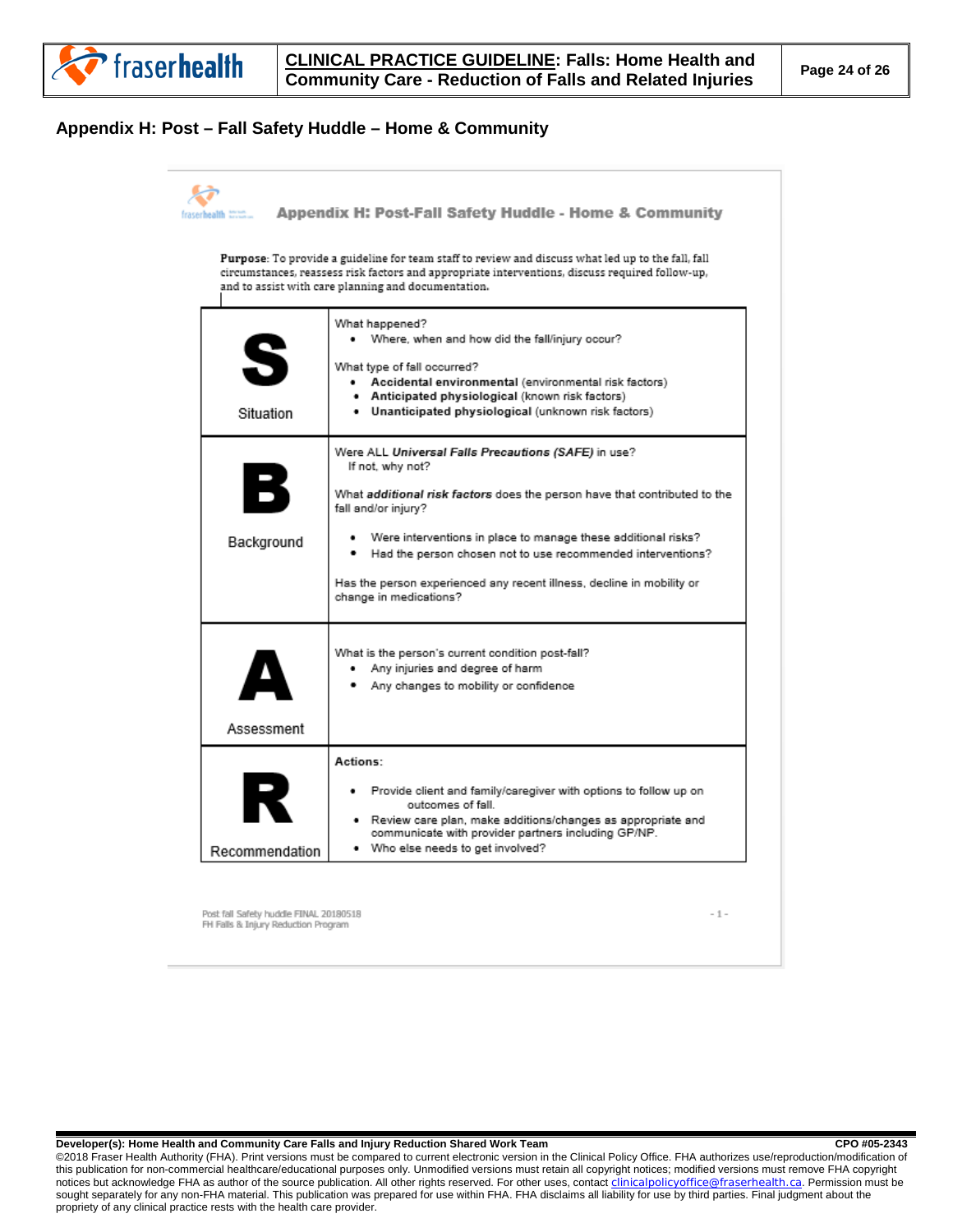## Appendix H: Post – Fall Safety Huddle – Home & Community

### Appendix H: Post-Fall Safety Huddle - Home & Community

**Purpose**: To provide a guideline for team staff to review and discuss what led up to the fall, fall circumstances, reassess risk factors and appropriate interventions, discuss required follow-up, and to assist with care planning and documentation.

| | |
|---|---|
| **S** Situation | What happened?<br>• Where, when and how did the fall/injury occur?<br><br>What type of fall occurred?<br>• **Accidental environmental** (environmental risk factors)<br>• **Anticipated physiological** (known risk factors)<br>• **Unanticipated physiological** (unknown risk factors) |
| **B** Background | Were ALL ***Universal Falls Precautions (SAFE)*** in use? If not, why not?<br><br>What ***additional risk factors*** does the person have that contributed to the fall and/or injury?<br><br>• Were interventions in place to manage these additional risks?<br>• Had the person chosen not to use recommended interventions?<br><br>Has the person experienced any recent illness, decline in mobility or change in medications? |
| **A** Assessment | What is the person's current condition post-fall?<br>• Any injuries and degree of harm<br>• Any changes to mobility or confidence |
| **R** Recommendation | **Actions:**<br><br>• Provide client and family/caregiver with options to follow up on outcomes of fall.<br>• Review care plan, make additions/changes as appropriate and communicate with provider partners including GP/NP.<br>• Who else needs to get involved? |

Post fall Safety huddle FINAL 20180518
FH Falls & Injury Reduction Program

**Developer(s): Home Health and Community Care Falls and Injury Reduction Shared Work Team** **CPO #05-2343**

©2018 Fraser Health Authority (FHA). Print versions must be compared to current electronic version in the Clinical Policy Office. FHA authorizes use/reproduction/modification of this publication for non-commercial healthcare/educational purposes only. Unmodified versions must retain all copyright notices; modified versions must remove FHA copyright notices but acknowledge FHA as author of the source publication. All other rights reserved. For other uses, contact clinicalpolicyoffice@fraserhealth.ca. Permission must be sought separately for any non-FHA material. This publication was prepared for use within FHA. FHA disclaims all liability for use by third parties. Final judgment about the propriety of any clinical practice rests with the health care provider.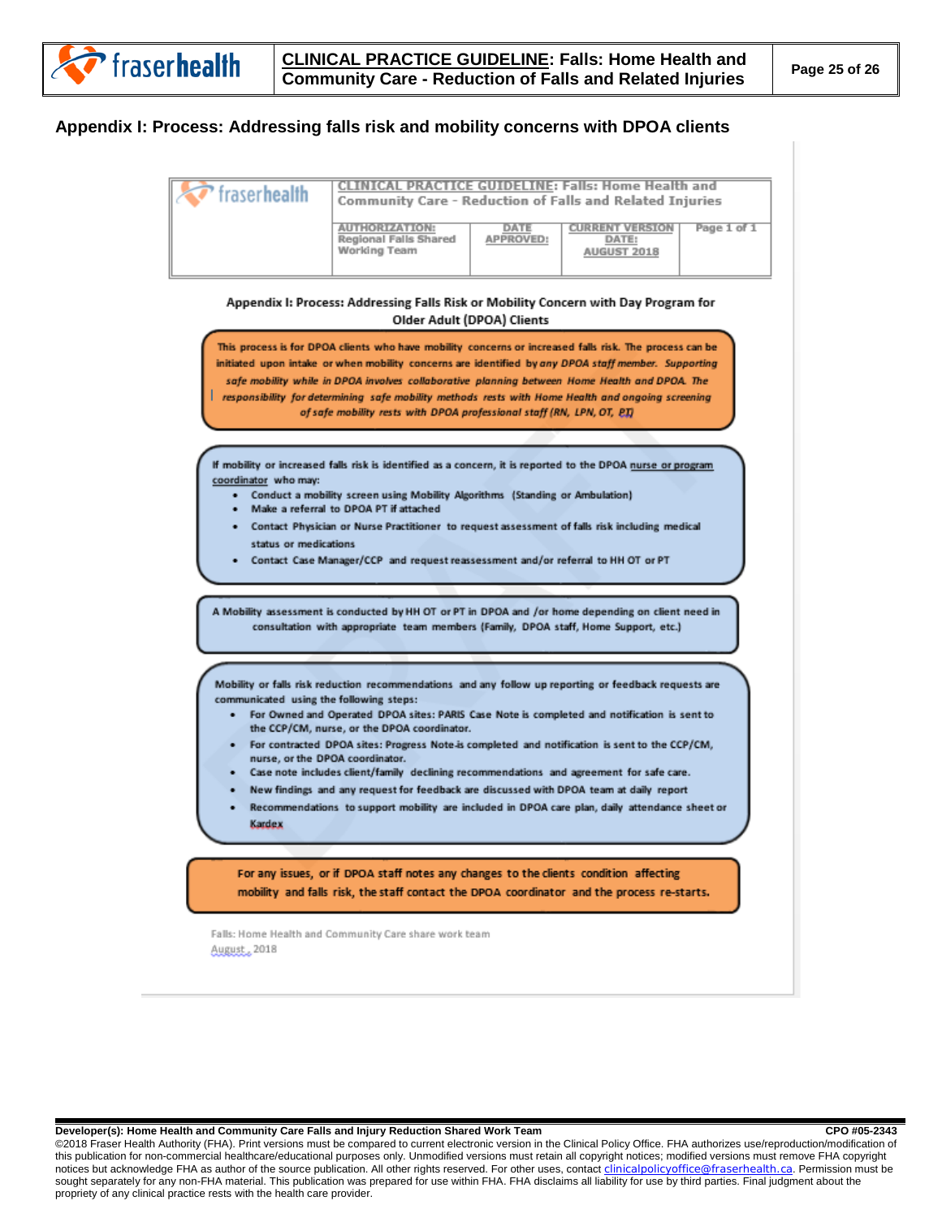## Appendix I: Process: Addressing falls risk and mobility concerns with DPOA clients

| CLINICAL PRACTICE GUIDELINE: Falls: Home Health and Community Care - Reduction of Falls and Related Injuries | | | |
|---|---|---|---|
| AUTHORIZATION: Regional Falls Shared Working Team | DATE APPROVED: | CURRENT VERSION DATE: AUGUST 2018 | Page 1 of 1 |

### Appendix I: Process: Addressing Falls Risk or Mobility Concern with Day Program for Older Adult (DPOA) Clients

This process is for DPOA clients who have mobility concerns or increased falls risk. The process can be initiated upon intake or when mobility concerns are identified by *any DPOA staff member. Supporting safe mobility while in DPOA involves collaborative planning between Home Health and DPOA. The responsibility for determining safe mobility methods rests with Home Health and ongoing screening of safe mobility rests with DPOA professional staff (RN, LPN, OT, PT)*

If mobility or increased falls risk is identified as a concern, it is reported to the DPOA nurse or program coordinator who may:

- Conduct a mobility screen using Mobility Algorithms (Standing or Ambulation)
- Make a referral to DPOA PT if attached
- Contact Physician or Nurse Practitioner to request assessment of falls risk including medical status or medications
- Contact Case Manager/CCP and request reassessment and/or referral to HH OT or PT

A Mobility assessment is conducted by HH OT or PT in DPOA and /or home depending on client need in consultation with appropriate team members (Family, DPOA staff, Home Support, etc.)

Mobility or falls risk reduction recommendations and any follow up reporting or feedback requests are communicated using the following steps:

- For Owned and Operated DPOA sites: PARIS Case Note is completed and notification is sent to the CCP/CM, nurse, or the DPOA coordinator.
- For contracted DPOA sites: Progress Note is completed and notification is sent to the CCP/CM, nurse, or the DPOA coordinator.
- Case note includes client/family declining recommendations and agreement for safe care.
- New findings and any request for feedback are discussed with DPOA team at daily report
- Recommendations to support mobility are included in DPOA care plan, daily attendance sheet or Kardex

For any issues, or if DPOA staff notes any changes to the clients condition affecting mobility and falls risk, the staff contact the DPOA coordinator and the process re-starts.

Falls: Home Health and Community Care share work team
August, 2018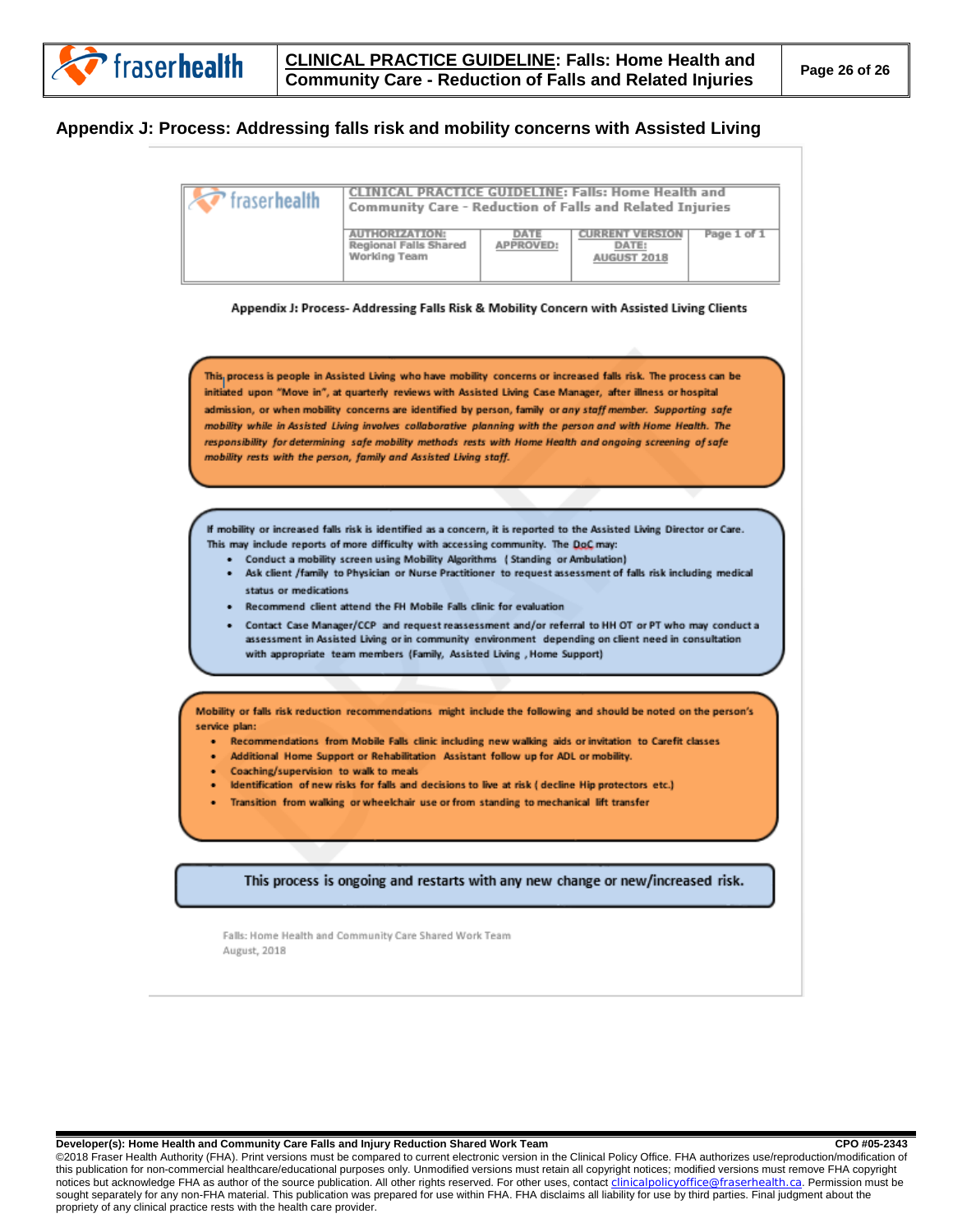## Appendix J: Process: Addressing falls risk and mobility concerns with Assisted Living

| CLINICAL PRACTICE GUIDELINE: Falls: Home Health and Community Care - Reduction of Falls and Related Injuries | | | |
|---|---|---|---|
| AUTHORIZATION: Regional Falls Shared Working Team | DATE APPROVED: | CURRENT VERSION DATE: AUGUST 2018 | Page 1 of 1 |

**Appendix J: Process- Addressing Falls Risk & Mobility Concern with Assisted Living Clients**

This process is people in Assisted Living who have mobility concerns or increased falls risk. The process can be initiated upon "Move in", at quarterly reviews with Assisted Living Case Manager, after illness or hospital admission, or when mobility concerns are identified by person, family or *any staff member. Supporting safe mobility while in Assisted Living involves collaborative planning with the person and with Home Health. The responsibility for determining safe mobility methods rests with Home Health and ongoing screening of safe mobility rests with the person, family and Assisted Living staff.*

If mobility or increased falls risk is identified as a concern, it is reported to the Assisted Living Director or Care. This may include reports of more difficulty with accessing community. The DoC may:

- Conduct a mobility screen using Mobility Algorithms (Standing or Ambulation)
- Ask client /family to Physician or Nurse Practitioner to request assessment of falls risk including medical status or medications
- Recommend client attend the FH Mobile Falls clinic for evaluation
- Contact Case Manager/CCP and request reassessment and/or referral to HH OT or PT who may conduct a assessment in Assisted Living or in community environment depending on client need in consultation with appropriate team members (Family, Assisted Living , Home Support)

Mobility or falls risk reduction recommendations might include the following and should be noted on the person's service plan:

- Recommendations from Mobile Falls clinic including new walking aids or invitation to Carefit classes
- Additional Home Support or Rehabilitation Assistant follow up for ADL or mobility.
- Coaching/supervision to walk to meals
- Identification of new risks for falls and decisions to live at risk ( decline Hip protectors etc.)
- Transition from walking or wheelchair use or from standing to mechanical lift transfer

This process is ongoing and restarts with any new change or new/increased risk.

Falls: Home Health and Community Care Shared Work Team
August, 2018